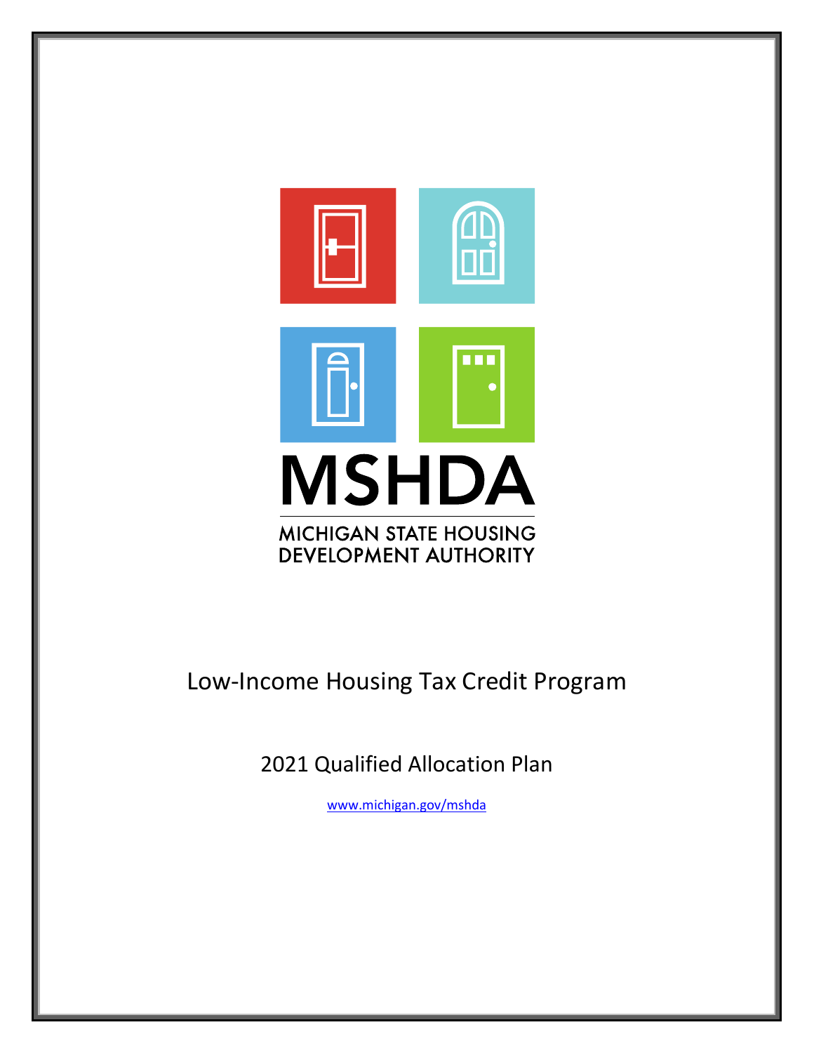MSHDA

MICHIGAN STATE HOUSING DEVELOPMENT AUTHORITY

# Low-Income Housing Tax Credit Program

## 2021 Qualified Allocation Plan

www.michigan.gov/mshda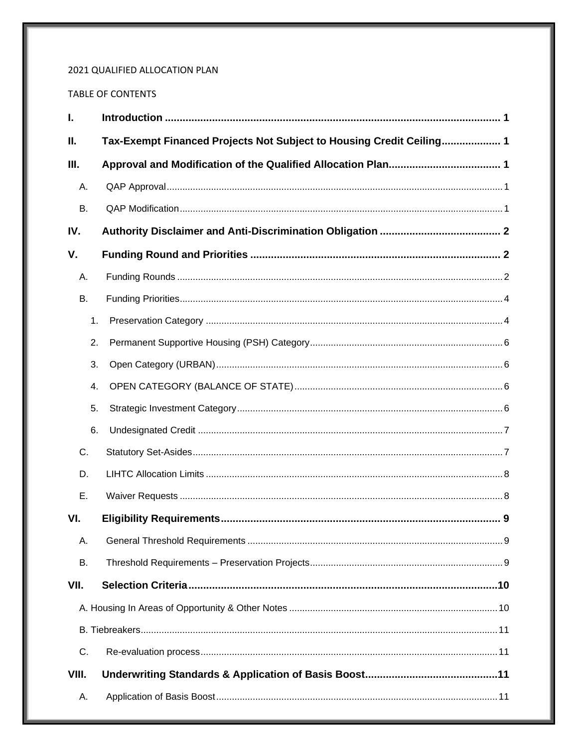2021 QUALIFIED ALLOCATION PLAN

TABLE OF CONTENTS

**I. Introduction ..................................................................................................... 1**

**II. Tax-Exempt Financed Projects Not Subject to Housing Credit Ceiling.................... 1**

**III. Approval and Modification of the Qualified Allocation Plan...................................... 1**

A. QAP Approval ......................................................................................................... 1

B. QAP Modification ..................................................................................................... 1

**IV. Authority Disclaimer and Anti-Discrimination Obligation ......................................... 2**

**V. Funding Round and Priorities ..................................................................................... 2**

A. Funding Rounds ....................................................................................................... 2

B. Funding Priorities...................................................................................................... 4

1. Preservation Category ............................................................................................. 4

2. Permanent Supportive Housing (PSH) Category...................................................... 6

3. Open Category (URBAN).......................................................................................... 6

4. OPEN CATEGORY (BALANCE OF STATE)............................................................. 6

5. Strategic Investment Category.................................................................................. 6

6. Undesignated Credit ................................................................................................. 7

C. Statutory Set-Asides.................................................................................................. 7

D. LIHTC Allocation Limits ............................................................................................ 8

E. Waiver Requests ....................................................................................................... 8

**VI. Eligibility Requirements............................................................................................ 9**

A. General Threshold Requirements ............................................................................. 9

B. Threshold Requirements – Preservation Projects...................................................... 9

**VII. Selection Criteria.................................................................................................... 10**

A. Housing In Areas of Opportunity & Other Notes ........................................................ 10

B. Tiebreakers................................................................................................................ 11

C. Re-evaluation process................................................................................................ 11

**VIII. Underwriting Standards & Application of Basis Boost............................................ 11**

A. Application of Basis Boost.......................................................................................... 11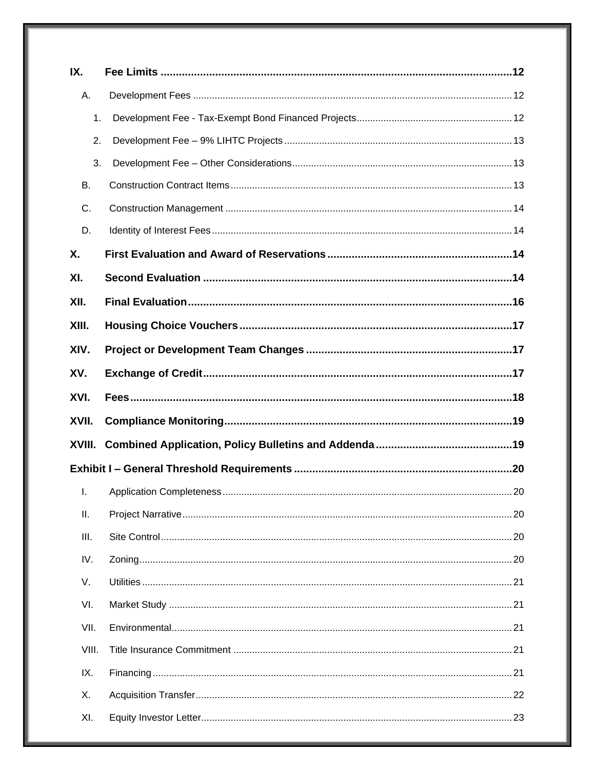IX. **Fee Limits** ........................................................................................................12

- A. Development Fees ........................................................................................................12
  - 1. Development Fee - Tax-Exempt Bond Financed Projects ..........................................12
  - 2. Development Fee – 9% LIHTC Projects ........................................................................13
  - 3. Development Fee – Other Considerations ....................................................................13
- B. Construction Contract Items ........................................................................................13
- C. Construction Management ..........................................................................................14
- D. Identity of Interest Fees ................................................................................................14

X. **First Evaluation and Award of Reservations** ..........................................................14

XI. **Second Evaluation** ................................................................................................14

XII. **Final Evaluation** ..................................................................................................16

XIII. **Housing Choice Vouchers** ....................................................................................17

XIV. **Project or Development Team Changes** ...............................................................17

XV. **Exchange of Credit** ................................................................................................17

XVI. **Fees** ......................................................................................................................18

XVII. **Compliance Monitoring** ......................................................................................19

XVIII. **Combined Application, Policy Bulletins and Addenda** ........................................19

**Exhibit I – General Threshold Requirements** ..............................................................20

- I. Application Completeness ............................................................................................20
- II. Project Narrative ..........................................................................................................20
- III. Site Control ..................................................................................................................20
- IV. Zoning ..........................................................................................................................20
- V. Utilities ..........................................................................................................................21
- VI. Market Study ................................................................................................................21
- VII. Environmental ..............................................................................................................21
- VIII. Title Insurance Commitment ......................................................................................21
- IX. Financing ......................................................................................................................21
- X. Acquisition Transfer ......................................................................................................22
- XI. Equity Investor Letter ..................................................................................................23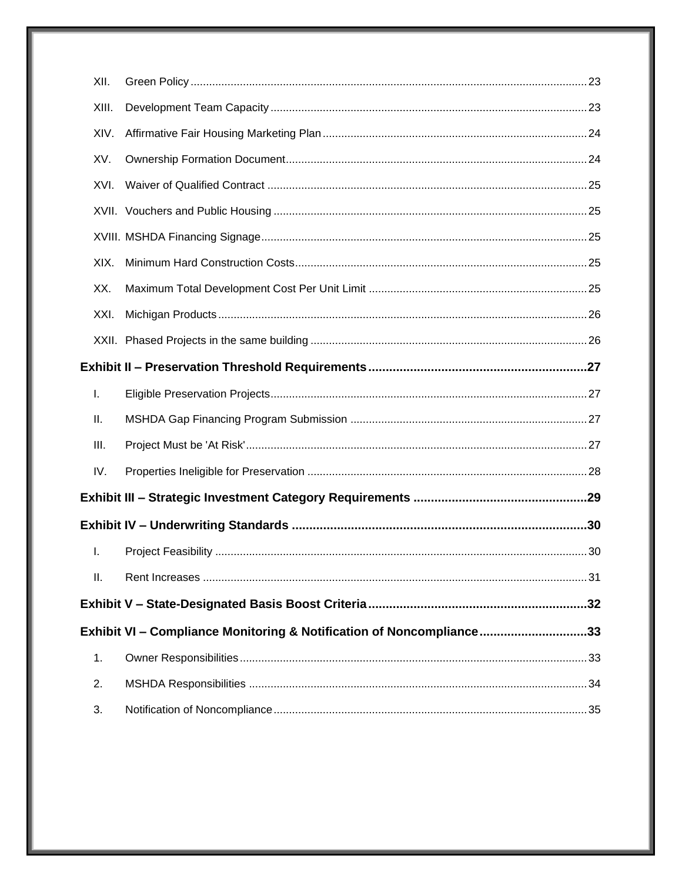XII. Green Policy ..... 23

XIII. Development Team Capacity ..... 23

XIV. Affirmative Fair Housing Marketing Plan ..... 24

XV. Ownership Formation Document ..... 24

XVI. Waiver of Qualified Contract ..... 25

XVII. Vouchers and Public Housing ..... 25

XVIII. MSHDA Financing Signage ..... 25

XIX. Minimum Hard Construction Costs ..... 25

XX. Maximum Total Development Cost Per Unit Limit ..... 25

XXI. Michigan Products ..... 26

XXII. Phased Projects in the same building ..... 26

**Exhibit II – Preservation Threshold Requirements ..... 27**

I. Eligible Preservation Projects ..... 27

II. MSHDA Gap Financing Program Submission ..... 27

III. Project Must be 'At Risk' ..... 27

IV. Properties Ineligible for Preservation ..... 28

**Exhibit III – Strategic Investment Category Requirements ..... 29**

**Exhibit IV – Underwriting Standards ..... 30**

I. Project Feasibility ..... 30

II. Rent Increases ..... 31

**Exhibit V – State-Designated Basis Boost Criteria ..... 32**

**Exhibit VI – Compliance Monitoring & Notification of Noncompliance ..... 33**

1. Owner Responsibilities ..... 33
2. MSHDA Responsibilities ..... 34
3. Notification of Noncompliance ..... 35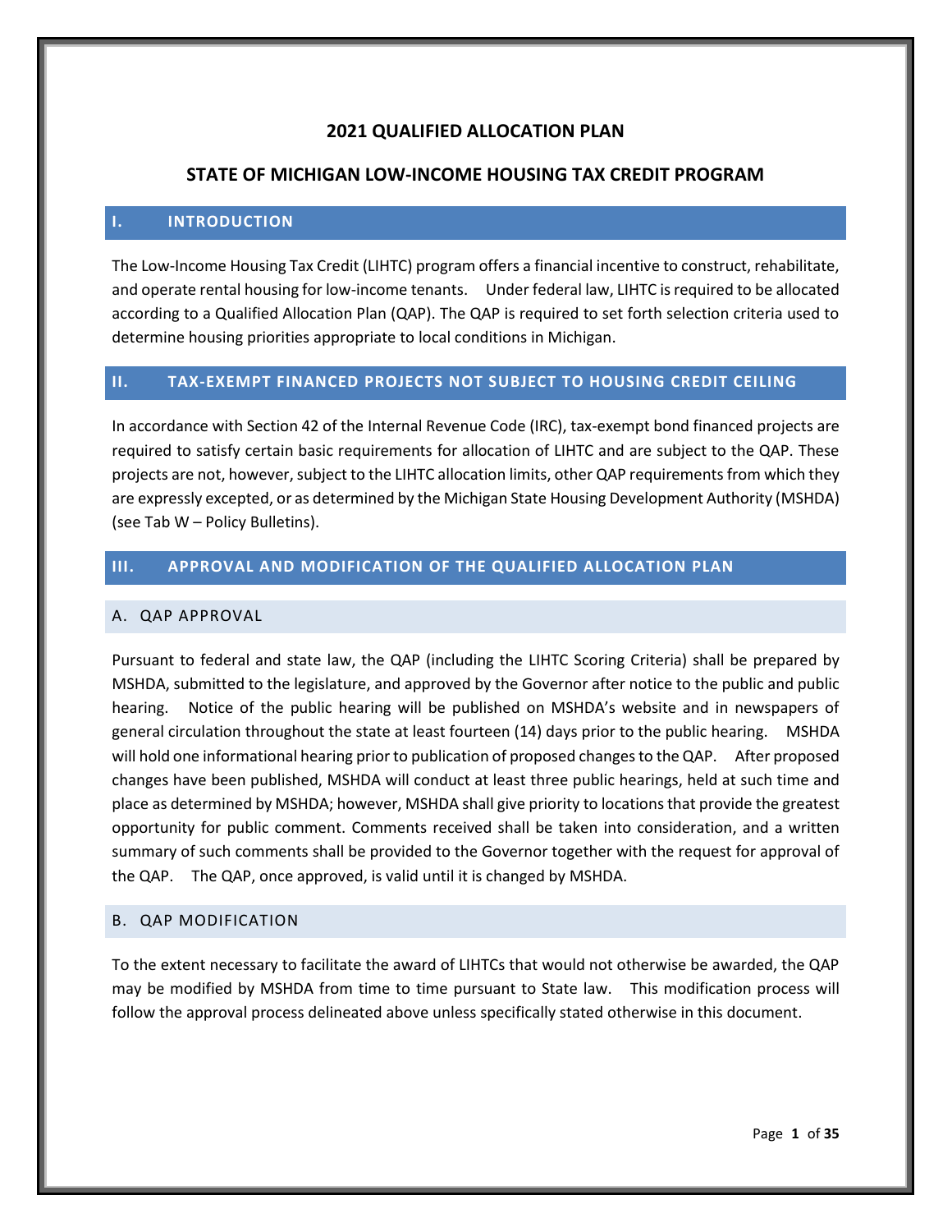# 2021 QUALIFIED ALLOCATION PLAN

## STATE OF MICHIGAN LOW-INCOME HOUSING TAX CREDIT PROGRAM

## I. INTRODUCTION

The Low-Income Housing Tax Credit (LIHTC) program offers a financial incentive to construct, rehabilitate, and operate rental housing for low-income tenants. Under federal law, LIHTC is required to be allocated according to a Qualified Allocation Plan (QAP). The QAP is required to set forth selection criteria used to determine housing priorities appropriate to local conditions in Michigan.

## II. TAX-EXEMPT FINANCED PROJECTS NOT SUBJECT TO HOUSING CREDIT CEILING

In accordance with Section 42 of the Internal Revenue Code (IRC), tax-exempt bond financed projects are required to satisfy certain basic requirements for allocation of LIHTC and are subject to the QAP. These projects are not, however, subject to the LIHTC allocation limits, other QAP requirements from which they are expressly excepted, or as determined by the Michigan State Housing Development Authority (MSHDA) (see Tab W – Policy Bulletins).

## III. APPROVAL AND MODIFICATION OF THE QUALIFIED ALLOCATION PLAN

### A. QAP APPROVAL

Pursuant to federal and state law, the QAP (including the LIHTC Scoring Criteria) shall be prepared by MSHDA, submitted to the legislature, and approved by the Governor after notice to the public and public hearing. Notice of the public hearing will be published on MSHDA's website and in newspapers of general circulation throughout the state at least fourteen (14) days prior to the public hearing. MSHDA will hold one informational hearing prior to publication of proposed changes to the QAP. After proposed changes have been published, MSHDA will conduct at least three public hearings, held at such time and place as determined by MSHDA; however, MSHDA shall give priority to locations that provide the greatest opportunity for public comment. Comments received shall be taken into consideration, and a written summary of such comments shall be provided to the Governor together with the request for approval of the QAP. The QAP, once approved, is valid until it is changed by MSHDA.

### B. QAP MODIFICATION

To the extent necessary to facilitate the award of LIHTCs that would not otherwise be awarded, the QAP may be modified by MSHDA from time to time pursuant to State law. This modification process will follow the approval process delineated above unless specifically stated otherwise in this document.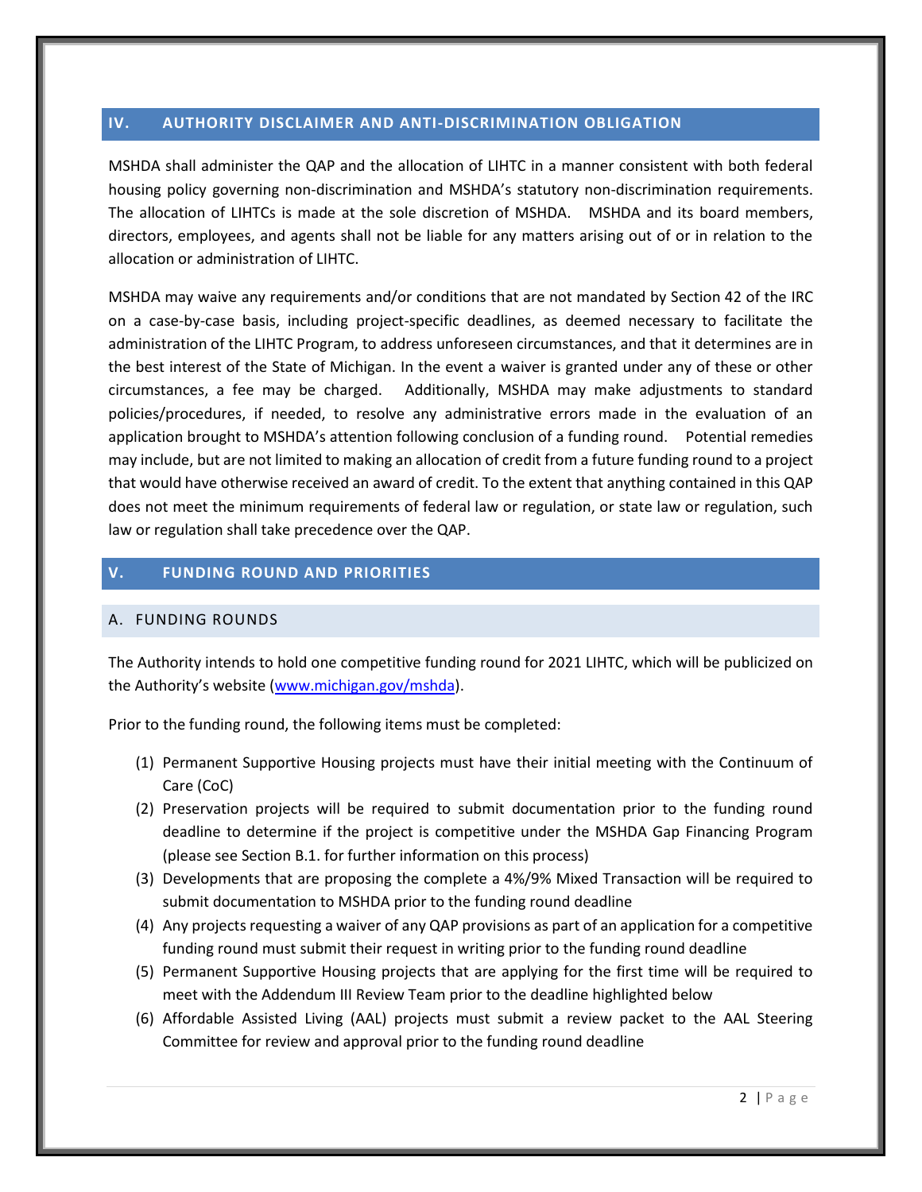## IV. AUTHORITY DISCLAIMER AND ANTI-DISCRIMINATION OBLIGATION

MSHDA shall administer the QAP and the allocation of LIHTC in a manner consistent with both federal housing policy governing non-discrimination and MSHDA's statutory non-discrimination requirements. The allocation of LIHTCs is made at the sole discretion of MSHDA. MSHDA and its board members, directors, employees, and agents shall not be liable for any matters arising out of or in relation to the allocation or administration of LIHTC.

MSHDA may waive any requirements and/or conditions that are not mandated by Section 42 of the IRC on a case-by-case basis, including project-specific deadlines, as deemed necessary to facilitate the administration of the LIHTC Program, to address unforeseen circumstances, and that it determines are in the best interest of the State of Michigan. In the event a waiver is granted under any of these or other circumstances, a fee may be charged. Additionally, MSHDA may make adjustments to standard policies/procedures, if needed, to resolve any administrative errors made in the evaluation of an application brought to MSHDA's attention following conclusion of a funding round. Potential remedies may include, but are not limited to making an allocation of credit from a future funding round to a project that would have otherwise received an award of credit. To the extent that anything contained in this QAP does not meet the minimum requirements of federal law or regulation, or state law or regulation, such law or regulation shall take precedence over the QAP.

## V. FUNDING ROUND AND PRIORITIES

### A. FUNDING ROUNDS

The Authority intends to hold one competitive funding round for 2021 LIHTC, which will be publicized on the Authority's website (www.michigan.gov/mshda).

Prior to the funding round, the following items must be completed:

(1) Permanent Supportive Housing projects must have their initial meeting with the Continuum of Care (CoC)

(2) Preservation projects will be required to submit documentation prior to the funding round deadline to determine if the project is competitive under the MSHDA Gap Financing Program (please see Section B.1. for further information on this process)

(3) Developments that are proposing the complete a 4%/9% Mixed Transaction will be required to submit documentation to MSHDA prior to the funding round deadline

(4) Any projects requesting a waiver of any QAP provisions as part of an application for a competitive funding round must submit their request in writing prior to the funding round deadline

(5) Permanent Supportive Housing projects that are applying for the first time will be required to meet with the Addendum III Review Team prior to the deadline highlighted below

(6) Affordable Assisted Living (AAL) projects must submit a review packet to the AAL Steering Committee for review and approval prior to the funding round deadline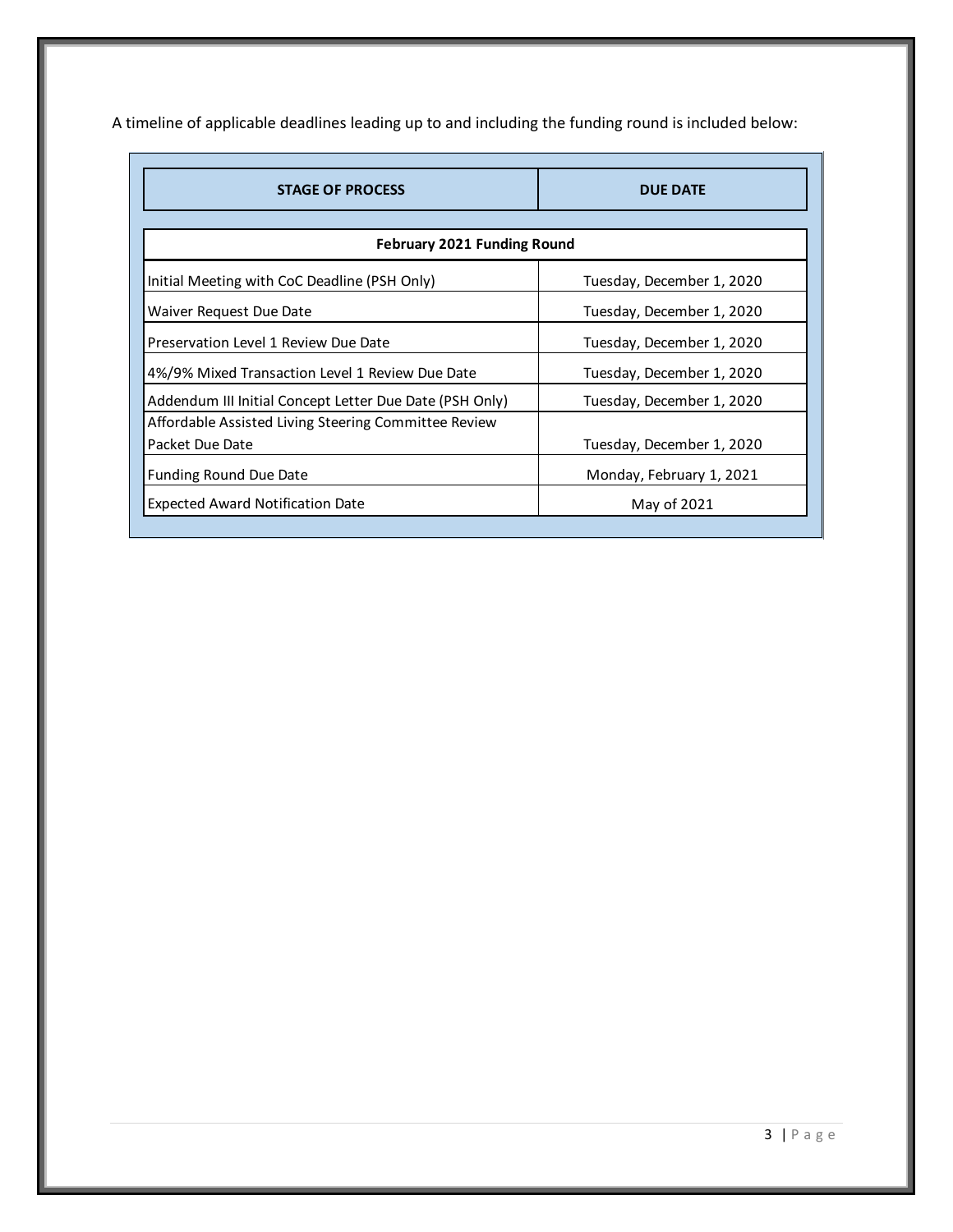A timeline of applicable deadlines leading up to and including the funding round is included below:

| STAGE OF PROCESS | DUE DATE |
| --- | --- |
| **February 2021 Funding Round** | |
| Initial Meeting with CoC Deadline (PSH Only) | Tuesday, December 1, 2020 |
| Waiver Request Due Date | Tuesday, December 1, 2020 |
| Preservation Level 1 Review Due Date | Tuesday, December 1, 2020 |
| 4%/9% Mixed Transaction Level 1 Review Due Date | Tuesday, December 1, 2020 |
| Addendum III Initial Concept Letter Due Date (PSH Only) | Tuesday, December 1, 2020 |
| Affordable Assisted Living Steering Committee Review Packet Due Date | Tuesday, December 1, 2020 |
| Funding Round Due Date | Monday, February 1, 2021 |
| Expected Award Notification Date | May of 2021 |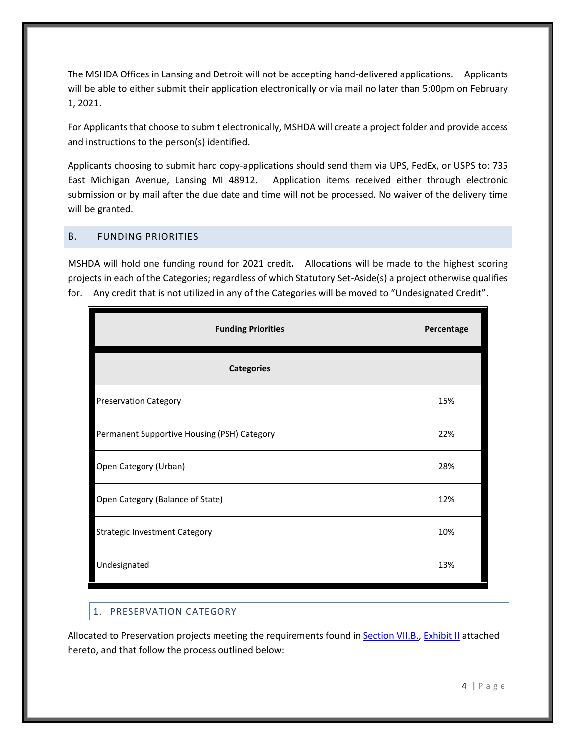The MSHDA Offices in Lansing and Detroit will not be accepting hand-delivered applications. Applicants will be able to either submit their application electronically or via mail no later than 5:00pm on February 1, 2021.

For Applicants that choose to submit electronically, MSHDA will create a project folder and provide access and instructions to the person(s) identified.

Applicants choosing to submit hard copy-applications should send them via UPS, FedEx, or USPS to: 735 East Michigan Avenue, Lansing MI 48912. Application items received either through electronic submission or by mail after the due date and time will not be processed. No waiver of the delivery time will be granted.

## B. FUNDING PRIORITIES

MSHDA will hold one funding round for 2021 credit**.** Allocations will be made to the highest scoring projects in each of the Categories; regardless of which Statutory Set-Aside(s) a project otherwise qualifies for. Any credit that is not utilized in any of the Categories will be moved to "Undesignated Credit".

| Funding Priorities | Percentage |
|---|---|
| **Categories** | |
| Preservation Category | 15% |
| Permanent Supportive Housing (PSH) Category | 22% |
| Open Category (Urban) | 28% |
| Open Category (Balance of State) | 12% |
| Strategic Investment Category | 10% |
| Undesignated | 13% |

### 1. PRESERVATION CATEGORY

Allocated to Preservation projects meeting the requirements found in Section VII.B., Exhibit II attached hereto, and that follow the process outlined below: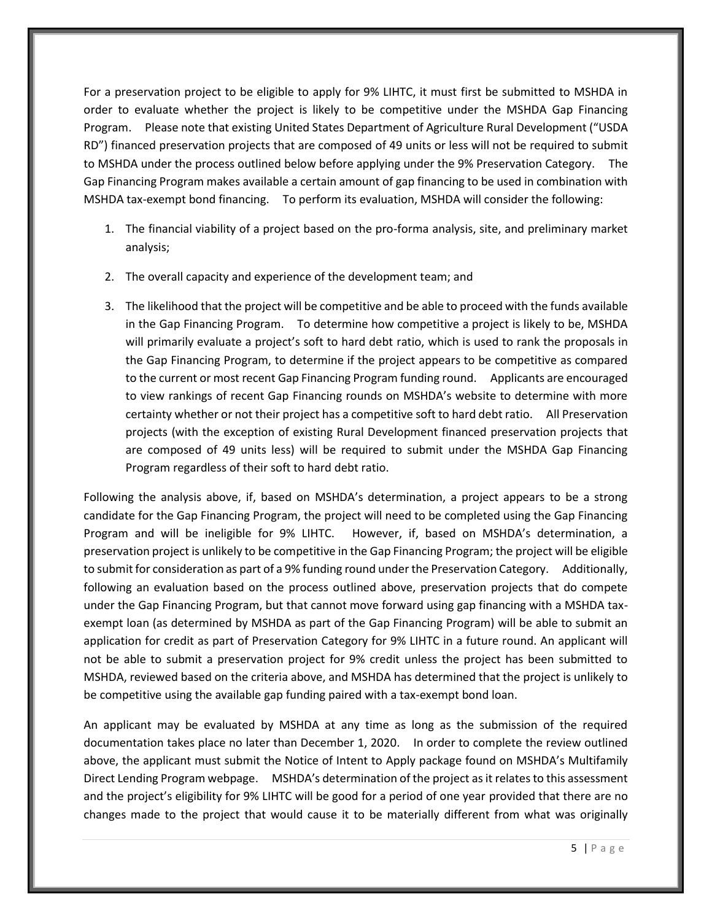For a preservation project to be eligible to apply for 9% LIHTC, it must first be submitted to MSHDA in order to evaluate whether the project is likely to be competitive under the MSHDA Gap Financing Program. Please note that existing United States Department of Agriculture Rural Development ("USDA RD") financed preservation projects that are composed of 49 units or less will not be required to submit to MSHDA under the process outlined below before applying under the 9% Preservation Category. The Gap Financing Program makes available a certain amount of gap financing to be used in combination with MSHDA tax-exempt bond financing. To perform its evaluation, MSHDA will consider the following:

1. The financial viability of a project based on the pro-forma analysis, site, and preliminary market analysis;
2. The overall capacity and experience of the development team; and
3. The likelihood that the project will be competitive and be able to proceed with the funds available in the Gap Financing Program. To determine how competitive a project is likely to be, MSHDA will primarily evaluate a project's soft to hard debt ratio, which is used to rank the proposals in the Gap Financing Program, to determine if the project appears to be competitive as compared to the current or most recent Gap Financing Program funding round. Applicants are encouraged to view rankings of recent Gap Financing rounds on MSHDA's website to determine with more certainty whether or not their project has a competitive soft to hard debt ratio. All Preservation projects (with the exception of existing Rural Development financed preservation projects that are composed of 49 units less) will be required to submit under the MSHDA Gap Financing Program regardless of their soft to hard debt ratio.

Following the analysis above, if, based on MSHDA's determination, a project appears to be a strong candidate for the Gap Financing Program, the project will need to be completed using the Gap Financing Program and will be ineligible for 9% LIHTC. However, if, based on MSHDA's determination, a preservation project is unlikely to be competitive in the Gap Financing Program; the project will be eligible to submit for consideration as part of a 9% funding round under the Preservation Category. Additionally, following an evaluation based on the process outlined above, preservation projects that do compete under the Gap Financing Program, but that cannot move forward using gap financing with a MSHDA tax-exempt loan (as determined by MSHDA as part of the Gap Financing Program) will be able to submit an application for credit as part of Preservation Category for 9% LIHTC in a future round. An applicant will not be able to submit a preservation project for 9% credit unless the project has been submitted to MSHDA, reviewed based on the criteria above, and MSHDA has determined that the project is unlikely to be competitive using the available gap funding paired with a tax-exempt bond loan.

An applicant may be evaluated by MSHDA at any time as long as the submission of the required documentation takes place no later than December 1, 2020. In order to complete the review outlined above, the applicant must submit the Notice of Intent to Apply package found on MSHDA's Multifamily Direct Lending Program webpage. MSHDA's determination of the project as it relates to this assessment and the project's eligibility for 9% LIHTC will be good for a period of one year provided that there are no changes made to the project that would cause it to be materially different from what was originally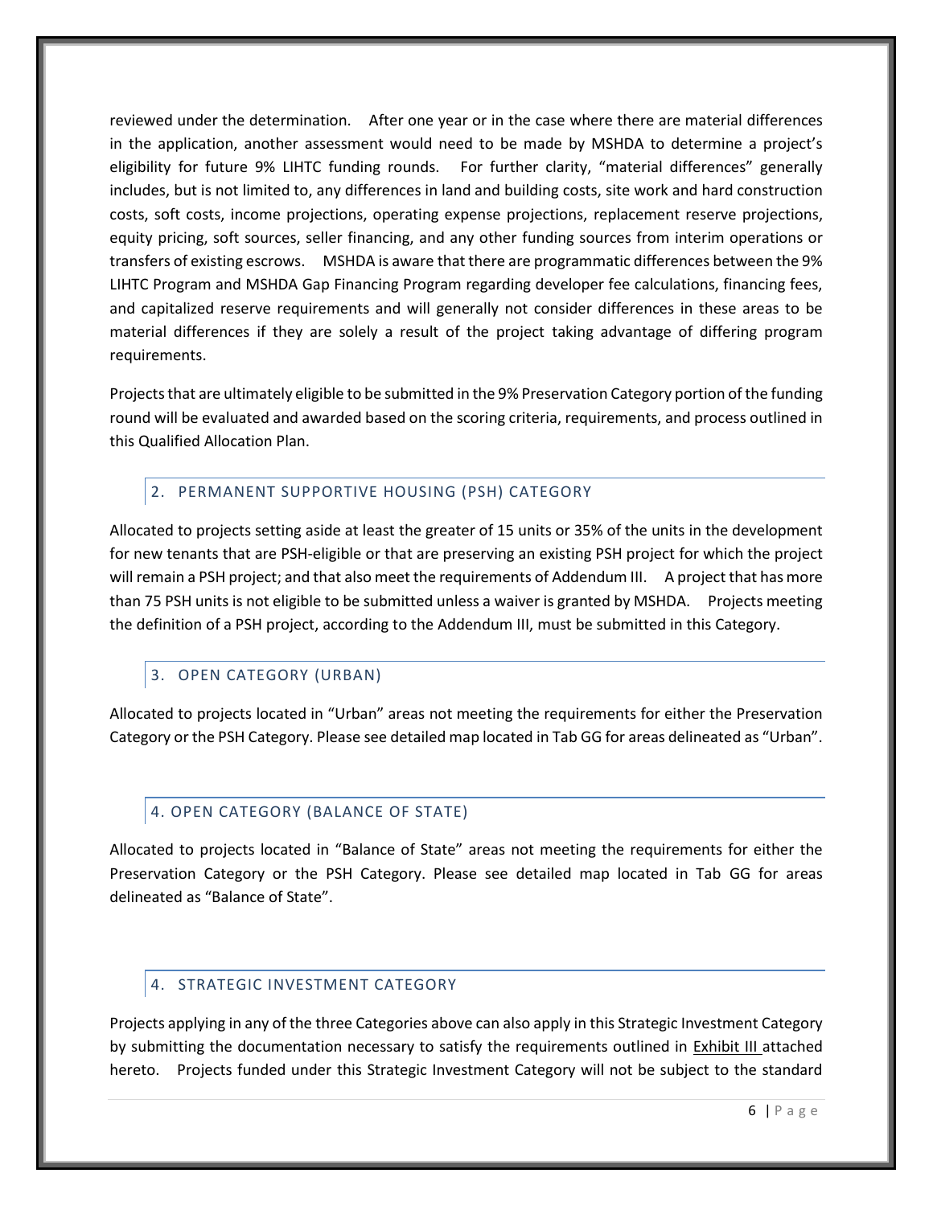reviewed under the determination. After one year or in the case where there are material differences in the application, another assessment would need to be made by MSHDA to determine a project's eligibility for future 9% LIHTC funding rounds. For further clarity, "material differences" generally includes, but is not limited to, any differences in land and building costs, site work and hard construction costs, soft costs, income projections, operating expense projections, replacement reserve projections, equity pricing, soft sources, seller financing, and any other funding sources from interim operations or transfers of existing escrows. MSHDA is aware that there are programmatic differences between the 9% LIHTC Program and MSHDA Gap Financing Program regarding developer fee calculations, financing fees, and capitalized reserve requirements and will generally not consider differences in these areas to be material differences if they are solely a result of the project taking advantage of differing program requirements.

Projects that are ultimately eligible to be submitted in the 9% Preservation Category portion of the funding round will be evaluated and awarded based on the scoring criteria, requirements, and process outlined in this Qualified Allocation Plan.

### 2. PERMANENT SUPPORTIVE HOUSING (PSH) CATEGORY

Allocated to projects setting aside at least the greater of 15 units or 35% of the units in the development for new tenants that are PSH-eligible or that are preserving an existing PSH project for which the project will remain a PSH project; and that also meet the requirements of Addendum III. A project that has more than 75 PSH units is not eligible to be submitted unless a waiver is granted by MSHDA. Projects meeting the definition of a PSH project, according to the Addendum III, must be submitted in this Category.

### 3. OPEN CATEGORY (URBAN)

Allocated to projects located in "Urban" areas not meeting the requirements for either the Preservation Category or the PSH Category. Please see detailed map located in Tab GG for areas delineated as "Urban".

### 4. OPEN CATEGORY (BALANCE OF STATE)

Allocated to projects located in "Balance of State" areas not meeting the requirements for either the Preservation Category or the PSH Category. Please see detailed map located in Tab GG for areas delineated as "Balance of State".

### 4. STRATEGIC INVESTMENT CATEGORY

Projects applying in any of the three Categories above can also apply in this Strategic Investment Category by submitting the documentation necessary to satisfy the requirements outlined in Exhibit III attached hereto. Projects funded under this Strategic Investment Category will not be subject to the standard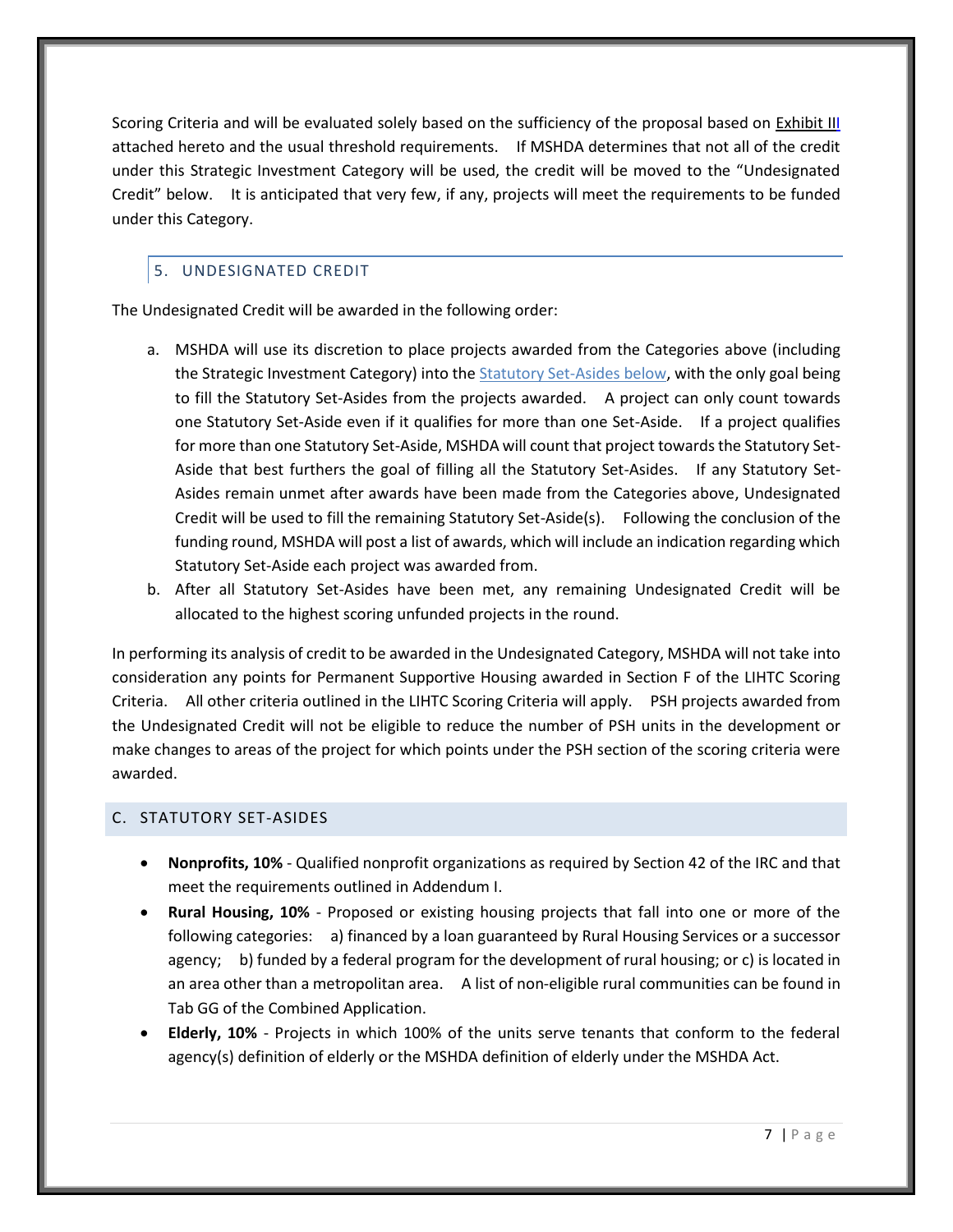Scoring Criteria and will be evaluated solely based on the sufficiency of the proposal based on Exhibit III attached hereto and the usual threshold requirements. If MSHDA determines that not all of the credit under this Strategic Investment Category will be used, the credit will be moved to the "Undesignated Credit" below. It is anticipated that very few, if any, projects will meet the requirements to be funded under this Category.

### 5. UNDESIGNATED CREDIT

The Undesignated Credit will be awarded in the following order:

a. MSHDA will use its discretion to place projects awarded from the Categories above (including the Strategic Investment Category) into the Statutory Set-Asides below, with the only goal being to fill the Statutory Set-Asides from the projects awarded. A project can only count towards one Statutory Set-Aside even if it qualifies for more than one Set-Aside. If a project qualifies for more than one Statutory Set-Aside, MSHDA will count that project towards the Statutory Set-Aside that best furthers the goal of filling all the Statutory Set-Asides. If any Statutory Set-Asides remain unmet after awards have been made from the Categories above, Undesignated Credit will be used to fill the remaining Statutory Set-Aside(s). Following the conclusion of the funding round, MSHDA will post a list of awards, which will include an indication regarding which Statutory Set-Aside each project was awarded from.

b. After all Statutory Set-Asides have been met, any remaining Undesignated Credit will be allocated to the highest scoring unfunded projects in the round.

In performing its analysis of credit to be awarded in the Undesignated Category, MSHDA will not take into consideration any points for Permanent Supportive Housing awarded in Section F of the LIHTC Scoring Criteria. All other criteria outlined in the LIHTC Scoring Criteria will apply. PSH projects awarded from the Undesignated Credit will not be eligible to reduce the number of PSH units in the development or make changes to areas of the project for which points under the PSH section of the scoring criteria were awarded.

## C. STATUTORY SET-ASIDES

- **Nonprofits, 10%** - Qualified nonprofit organizations as required by Section 42 of the IRC and that meet the requirements outlined in Addendum I.
- **Rural Housing, 10%** - Proposed or existing housing projects that fall into one or more of the following categories: a) financed by a loan guaranteed by Rural Housing Services or a successor agency; b) funded by a federal program for the development of rural housing; or c) is located in an area other than a metropolitan area. A list of non-eligible rural communities can be found in Tab GG of the Combined Application.
- **Elderly, 10%** - Projects in which 100% of the units serve tenants that conform to the federal agency(s) definition of elderly or the MSHDA definition of elderly under the MSHDA Act.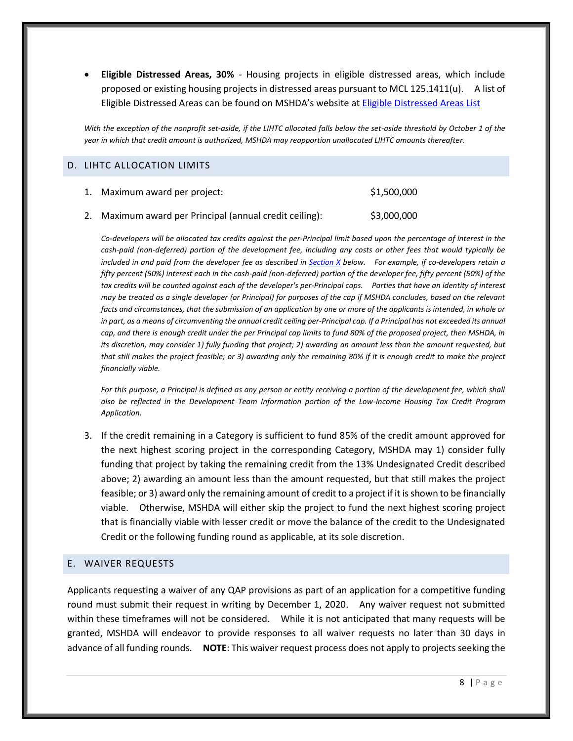- **Eligible Distressed Areas, 30%** - Housing projects in eligible distressed areas, which include proposed or existing housing projects in distressed areas pursuant to MCL 125.1411(u). A list of Eligible Distressed Areas can be found on MSHDA's website at [Eligible Distressed Areas List]()

*With the exception of the nonprofit set-aside, if the LIHTC allocated falls below the set-aside threshold by October 1 of the year in which that credit amount is authorized, MSHDA may reapportion unallocated LIHTC amounts thereafter.*

## D. LIHTC ALLOCATION LIMITS

1. Maximum award per project: $1,500,000

2. Maximum award per Principal (annual credit ceiling): $3,000,000

   *Co-developers will be allocated tax credits against the per-Principal limit based upon the percentage of interest in the cash-paid (non-deferred) portion of the development fee, including any costs or other fees that would typically be included in and paid from the developer fee as described in [Section X]() below. For example, if co-developers retain a fifty percent (50%) interest each in the cash-paid (non-deferred) portion of the developer fee, fifty percent (50%) of the tax credits will be counted against each of the developer's per-Principal caps. Parties that have an identity of interest may be treated as a single developer (or Principal) for purposes of the cap if MSHDA concludes, based on the relevant facts and circumstances, that the submission of an application by one or more of the applicants is intended, in whole or in part, as a means of circumventing the annual credit ceiling per-Principal cap. If a Principal has not exceeded its annual cap, and there is enough credit under the per Principal cap limits to fund 80% of the proposed project, then MSHDA, in its discretion, may consider 1) fully funding that project; 2) awarding an amount less than the amount requested, but that still makes the project feasible; or 3) awarding only the remaining 80% if it is enough credit to make the project financially viable.*

   *For this purpose, a Principal is defined as any person or entity receiving a portion of the development fee, which shall also be reflected in the Development Team Information portion of the Low-Income Housing Tax Credit Program Application.*

3. If the credit remaining in a Category is sufficient to fund 85% of the credit amount approved for the next highest scoring project in the corresponding Category, MSHDA may 1) consider fully funding that project by taking the remaining credit from the 13% Undesignated Credit described above; 2) awarding an amount less than the amount requested, but that still makes the project feasible; or 3) award only the remaining amount of credit to a project if it is shown to be financially viable. Otherwise, MSHDA will either skip the project to fund the next highest scoring project that is financially viable with lesser credit or move the balance of the credit to the Undesignated Credit or the following funding round as applicable, at its sole discretion.

## E. WAIVER REQUESTS

Applicants requesting a waiver of any QAP provisions as part of an application for a competitive funding round must submit their request in writing by December 1, 2020. Any waiver request not submitted within these timeframes will not be considered. While it is not anticipated that many requests will be granted, MSHDA will endeavor to provide responses to all waiver requests no later than 30 days in advance of all funding rounds. **NOTE**: This waiver request process does not apply to projects seeking the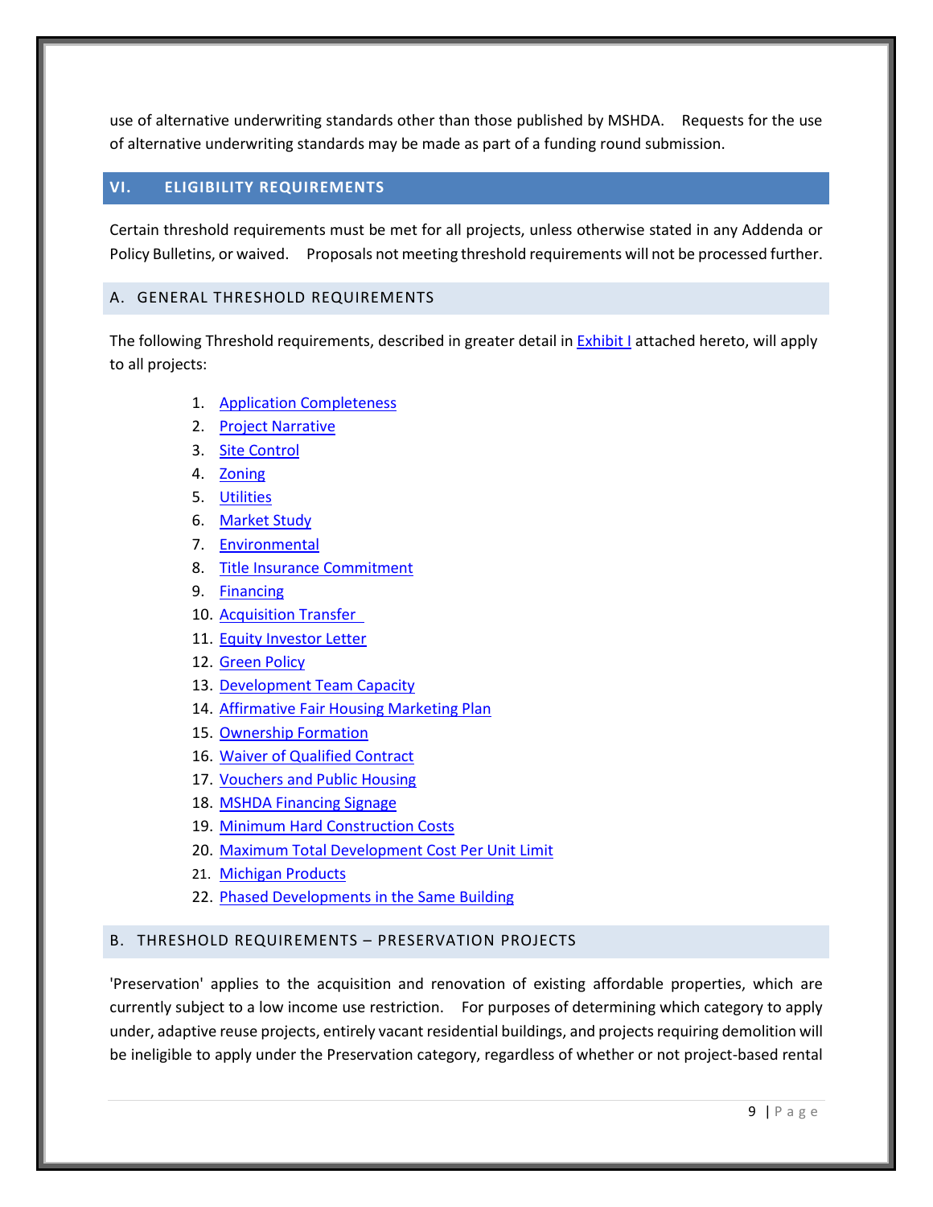use of alternative underwriting standards other than those published by MSHDA. Requests for the use of alternative underwriting standards may be made as part of a funding round submission.

## VI. ELIGIBILITY REQUIREMENTS

Certain threshold requirements must be met for all projects, unless otherwise stated in any Addenda or Policy Bulletins, or waived. Proposals not meeting threshold requirements will not be processed further.

### A. GENERAL THRESHOLD REQUIREMENTS

The following Threshold requirements, described in greater detail in Exhibit I attached hereto, will apply to all projects:

1. Application Completeness
2. Project Narrative
3. Site Control
4. Zoning
5. Utilities
6. Market Study
7. Environmental
8. Title Insurance Commitment
9. Financing
10. Acquisition Transfer
11. Equity Investor Letter
12. Green Policy
13. Development Team Capacity
14. Affirmative Fair Housing Marketing Plan
15. Ownership Formation
16. Waiver of Qualified Contract
17. Vouchers and Public Housing
18. MSHDA Financing Signage
19. Minimum Hard Construction Costs
20. Maximum Total Development Cost Per Unit Limit
21. Michigan Products
22. Phased Developments in the Same Building

### B. THRESHOLD REQUIREMENTS – PRESERVATION PROJECTS

'Preservation' applies to the acquisition and renovation of existing affordable properties, which are currently subject to a low income use restriction. For purposes of determining which category to apply under, adaptive reuse projects, entirely vacant residential buildings, and projects requiring demolition will be ineligible to apply under the Preservation category, regardless of whether or not project-based rental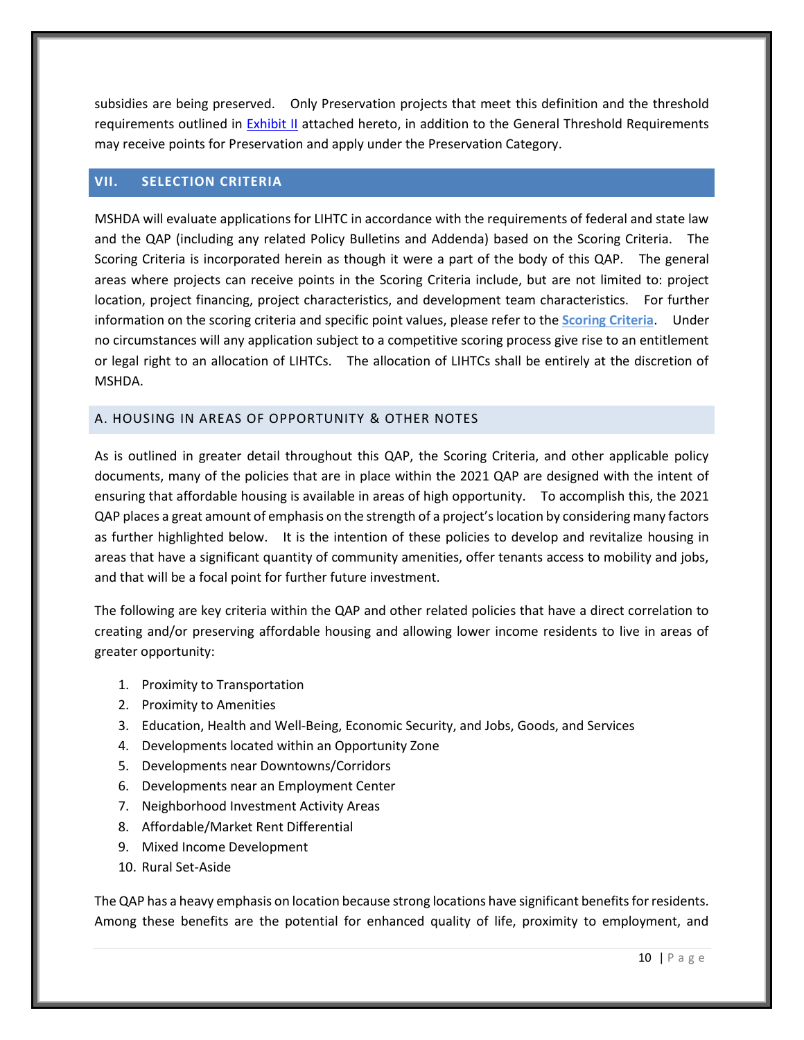subsidies are being preserved. Only Preservation projects that meet this definition and the threshold requirements outlined in Exhibit II attached hereto, in addition to the General Threshold Requirements may receive points for Preservation and apply under the Preservation Category.

## VII. SELECTION CRITERIA

MSHDA will evaluate applications for LIHTC in accordance with the requirements of federal and state law and the QAP (including any related Policy Bulletins and Addenda) based on the Scoring Criteria. The Scoring Criteria is incorporated herein as though it were a part of the body of this QAP. The general areas where projects can receive points in the Scoring Criteria include, but are not limited to: project location, project financing, project characteristics, and development team characteristics. For further information on the scoring criteria and specific point values, please refer to the **Scoring Criteria**. Under no circumstances will any application subject to a competitive scoring process give rise to an entitlement or legal right to an allocation of LIHTCs. The allocation of LIHTCs shall be entirely at the discretion of MSHDA.

### A. HOUSING IN AREAS OF OPPORTUNITY & OTHER NOTES

As is outlined in greater detail throughout this QAP, the Scoring Criteria, and other applicable policy documents, many of the policies that are in place within the 2021 QAP are designed with the intent of ensuring that affordable housing is available in areas of high opportunity. To accomplish this, the 2021 QAP places a great amount of emphasis on the strength of a project's location by considering many factors as further highlighted below. It is the intention of these policies to develop and revitalize housing in areas that have a significant quantity of community amenities, offer tenants access to mobility and jobs, and that will be a focal point for further future investment.

The following are key criteria within the QAP and other related policies that have a direct correlation to creating and/or preserving affordable housing and allowing lower income residents to live in areas of greater opportunity:

1. Proximity to Transportation
2. Proximity to Amenities
3. Education, Health and Well-Being, Economic Security, and Jobs, Goods, and Services
4. Developments located within an Opportunity Zone
5. Developments near Downtowns/Corridors
6. Developments near an Employment Center
7. Neighborhood Investment Activity Areas
8. Affordable/Market Rent Differential
9. Mixed Income Development
10. Rural Set-Aside

The QAP has a heavy emphasis on location because strong locations have significant benefits for residents. Among these benefits are the potential for enhanced quality of life, proximity to employment, and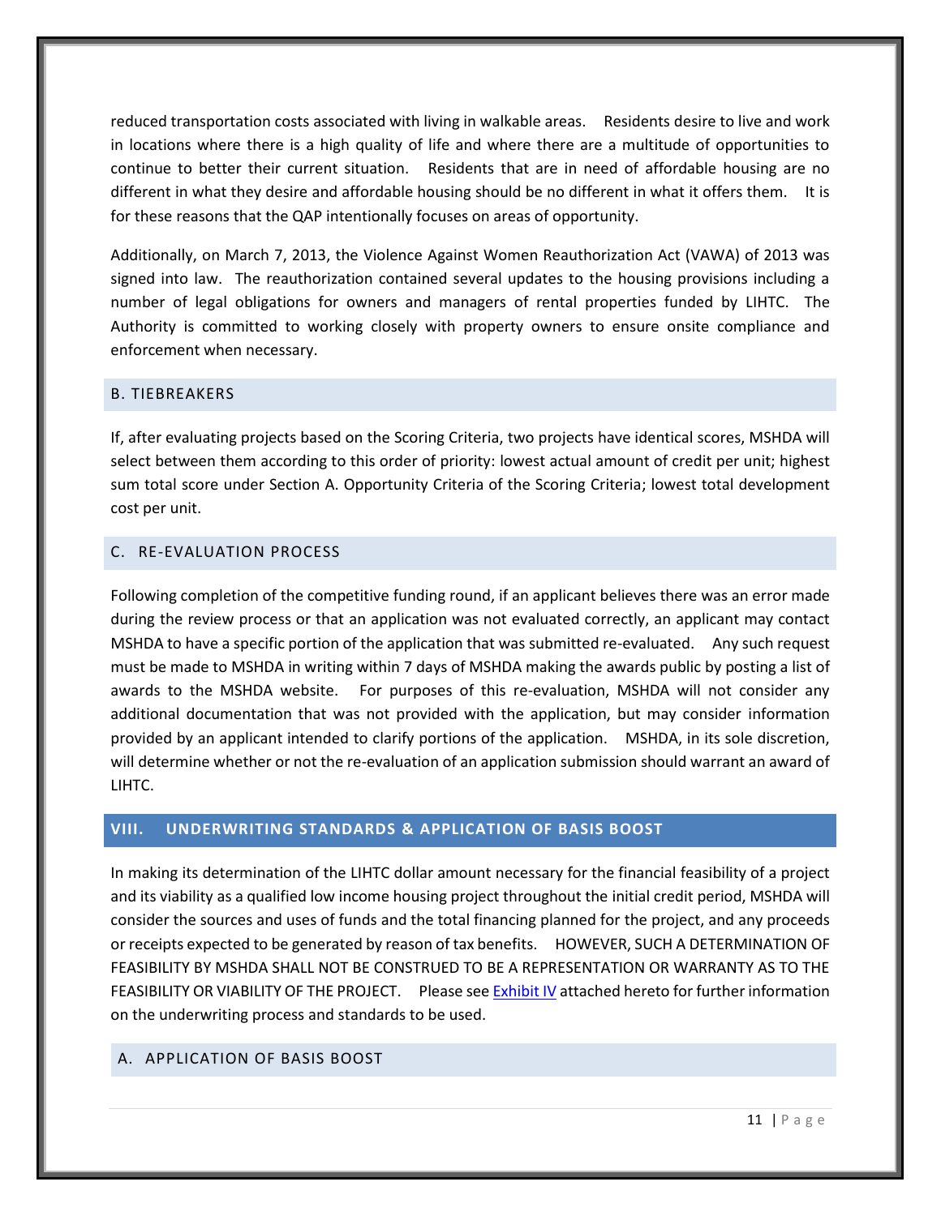reduced transportation costs associated with living in walkable areas. Residents desire to live and work in locations where there is a high quality of life and where there are a multitude of opportunities to continue to better their current situation. Residents that are in need of affordable housing are no different in what they desire and affordable housing should be no different in what it offers them. It is for these reasons that the QAP intentionally focuses on areas of opportunity.

Additionally, on March 7, 2013, the Violence Against Women Reauthorization Act (VAWA) of 2013 was signed into law. The reauthorization contained several updates to the housing provisions including a number of legal obligations for owners and managers of rental properties funded by LIHTC. The Authority is committed to working closely with property owners to ensure onsite compliance and enforcement when necessary.

### B. TIEBREAKERS

If, after evaluating projects based on the Scoring Criteria, two projects have identical scores, MSHDA will select between them according to this order of priority: lowest actual amount of credit per unit; highest sum total score under Section A. Opportunity Criteria of the Scoring Criteria; lowest total development cost per unit.

### C. RE-EVALUATION PROCESS

Following completion of the competitive funding round, if an applicant believes there was an error made during the review process or that an application was not evaluated correctly, an applicant may contact MSHDA to have a specific portion of the application that was submitted re-evaluated. Any such request must be made to MSHDA in writing within 7 days of MSHDA making the awards public by posting a list of awards to the MSHDA website. For purposes of this re-evaluation, MSHDA will not consider any additional documentation that was not provided with the application, but may consider information provided by an applicant intended to clarify portions of the application. MSHDA, in its sole discretion, will determine whether or not the re-evaluation of an application submission should warrant an award of LIHTC.

## VIII. UNDERWRITING STANDARDS & APPLICATION OF BASIS BOOST

In making its determination of the LIHTC dollar amount necessary for the financial feasibility of a project and its viability as a qualified low income housing project throughout the initial credit period, MSHDA will consider the sources and uses of funds and the total financing planned for the project, and any proceeds or receipts expected to be generated by reason of tax benefits. HOWEVER, SUCH A DETERMINATION OF FEASIBILITY BY MSHDA SHALL NOT BE CONSTRUED TO BE A REPRESENTATION OR WARRANTY AS TO THE FEASIBILITY OR VIABILITY OF THE PROJECT. Please see Exhibit IV attached hereto for further information on the underwriting process and standards to be used.

### A. APPLICATION OF BASIS BOOST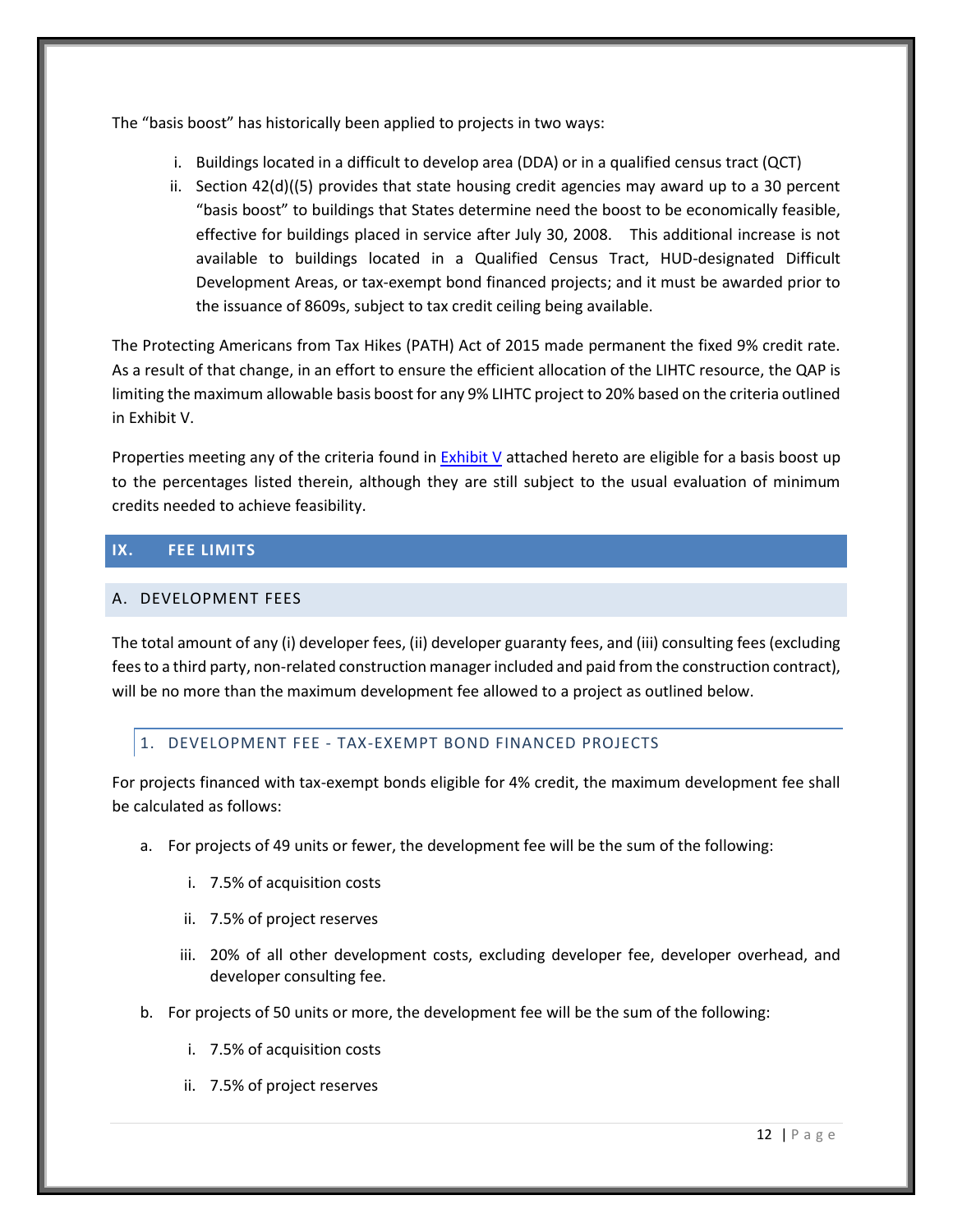The “basis boost” has historically been applied to projects in two ways:

i. Buildings located in a difficult to develop area (DDA) or in a qualified census tract (QCT)
ii. Section 42(d)((5) provides that state housing credit agencies may award up to a 30 percent “basis boost” to buildings that States determine need the boost to be economically feasible, effective for buildings placed in service after July 30, 2008. This additional increase is not available to buildings located in a Qualified Census Tract, HUD-designated Difficult Development Areas, or tax-exempt bond financed projects; and it must be awarded prior to the issuance of 8609s, subject to tax credit ceiling being available.

The Protecting Americans from Tax Hikes (PATH) Act of 2015 made permanent the fixed 9% credit rate. As a result of that change, in an effort to ensure the efficient allocation of the LIHTC resource, the QAP is limiting the maximum allowable basis boost for any 9% LIHTC project to 20% based on the criteria outlined in Exhibit V.

Properties meeting any of the criteria found in Exhibit V attached hereto are eligible for a basis boost up to the percentages listed therein, although they are still subject to the usual evaluation of minimum credits needed to achieve feasibility.

## IX. FEE LIMITS

### A. DEVELOPMENT FEES

The total amount of any (i) developer fees, (ii) developer guaranty fees, and (iii) consulting fees (excluding fees to a third party, non-related construction manager included and paid from the construction contract), will be no more than the maximum development fee allowed to a project as outlined below.

#### 1. DEVELOPMENT FEE - TAX-EXEMPT BOND FINANCED PROJECTS

For projects financed with tax-exempt bonds eligible for 4% credit, the maximum development fee shall be calculated as follows:

a. For projects of 49 units or fewer, the development fee will be the sum of the following:

   i. 7.5% of acquisition costs

   ii. 7.5% of project reserves

   iii. 20% of all other development costs, excluding developer fee, developer overhead, and developer consulting fee.

b. For projects of 50 units or more, the development fee will be the sum of the following:

   i. 7.5% of acquisition costs

   ii. 7.5% of project reserves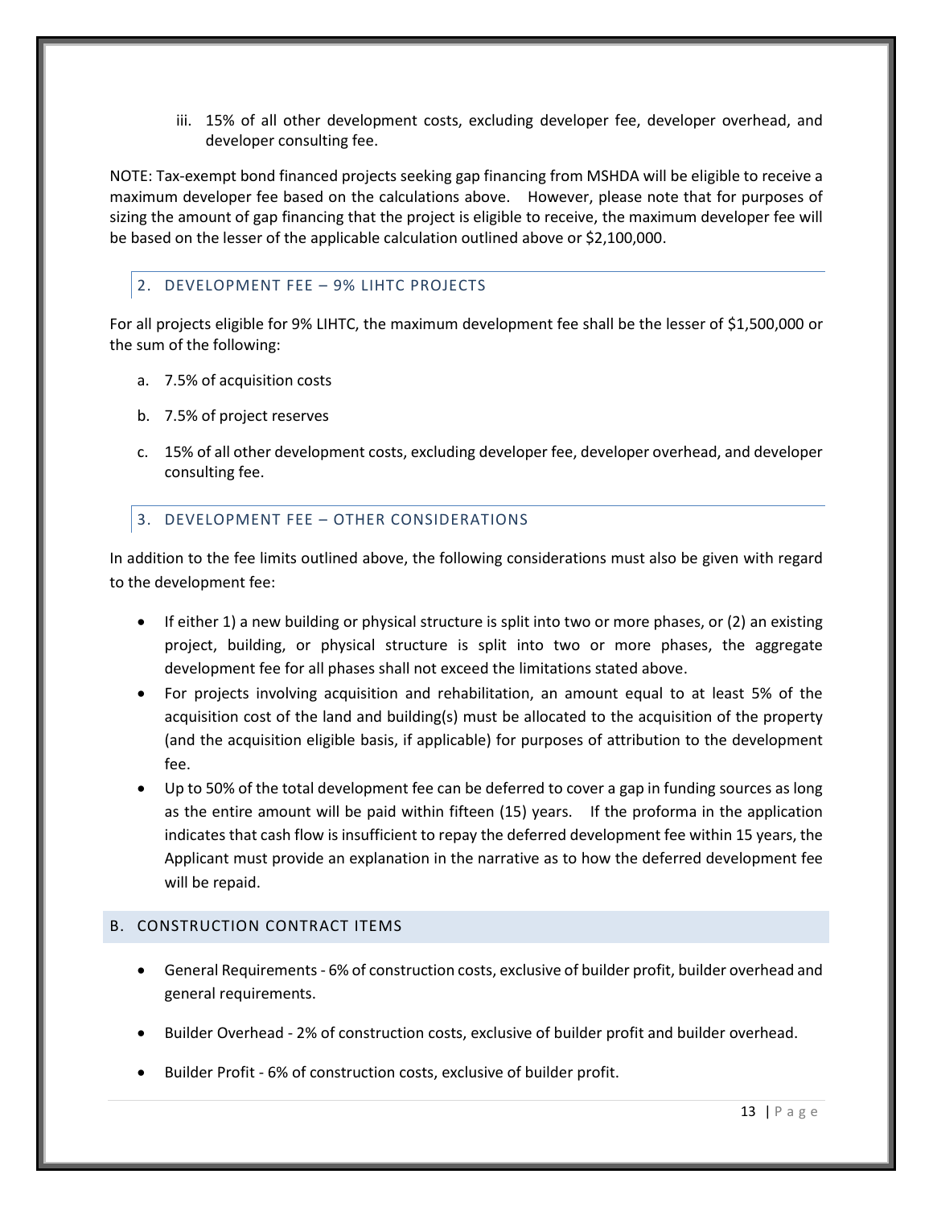iii. 15% of all other development costs, excluding developer fee, developer overhead, and developer consulting fee.

NOTE: Tax-exempt bond financed projects seeking gap financing from MSHDA will be eligible to receive a maximum developer fee based on the calculations above. However, please note that for purposes of sizing the amount of gap financing that the project is eligible to receive, the maximum developer fee will be based on the lesser of the applicable calculation outlined above or $2,100,000.

### 2. DEVELOPMENT FEE – 9% LIHTC PROJECTS

For all projects eligible for 9% LIHTC, the maximum development fee shall be the lesser of $1,500,000 or the sum of the following:

a. 7.5% of acquisition costs

b. 7.5% of project reserves

c. 15% of all other development costs, excluding developer fee, developer overhead, and developer consulting fee.

### 3. DEVELOPMENT FEE – OTHER CONSIDERATIONS

In addition to the fee limits outlined above, the following considerations must also be given with regard to the development fee:

- If either 1) a new building or physical structure is split into two or more phases, or (2) an existing project, building, or physical structure is split into two or more phases, the aggregate development fee for all phases shall not exceed the limitations stated above.
- For projects involving acquisition and rehabilitation, an amount equal to at least 5% of the acquisition cost of the land and building(s) must be allocated to the acquisition of the property (and the acquisition eligible basis, if applicable) for purposes of attribution to the development fee.
- Up to 50% of the total development fee can be deferred to cover a gap in funding sources as long as the entire amount will be paid within fifteen (15) years. If the proforma in the application indicates that cash flow is insufficient to repay the deferred development fee within 15 years, the Applicant must provide an explanation in the narrative as to how the deferred development fee will be repaid.

## B. CONSTRUCTION CONTRACT ITEMS

- General Requirements - 6% of construction costs, exclusive of builder profit, builder overhead and general requirements.
- Builder Overhead - 2% of construction costs, exclusive of builder profit and builder overhead.
- Builder Profit - 6% of construction costs, exclusive of builder profit.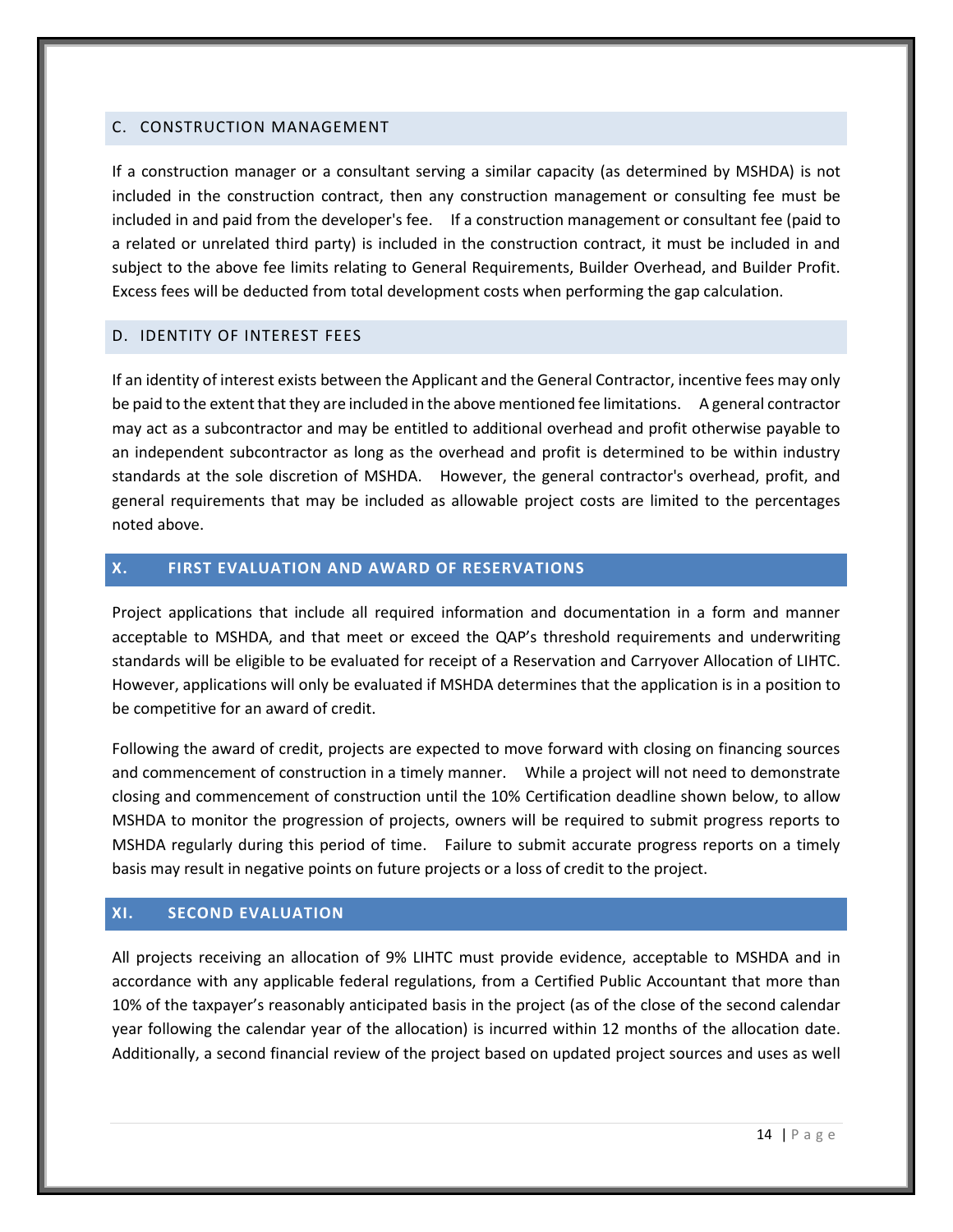### C. CONSTRUCTION MANAGEMENT

If a construction manager or a consultant serving a similar capacity (as determined by MSHDA) is not included in the construction contract, then any construction management or consulting fee must be included in and paid from the developer's fee. If a construction management or consultant fee (paid to a related or unrelated third party) is included in the construction contract, it must be included in and subject to the above fee limits relating to General Requirements, Builder Overhead, and Builder Profit. Excess fees will be deducted from total development costs when performing the gap calculation.

### D. IDENTITY OF INTEREST FEES

If an identity of interest exists between the Applicant and the General Contractor, incentive fees may only be paid to the extent that they are included in the above mentioned fee limitations. A general contractor may act as a subcontractor and may be entitled to additional overhead and profit otherwise payable to an independent subcontractor as long as the overhead and profit is determined to be within industry standards at the sole discretion of MSHDA. However, the general contractor's overhead, profit, and general requirements that may be included as allowable project costs are limited to the percentages noted above.

## X. FIRST EVALUATION AND AWARD OF RESERVATIONS

Project applications that include all required information and documentation in a form and manner acceptable to MSHDA, and that meet or exceed the QAP's threshold requirements and underwriting standards will be eligible to be evaluated for receipt of a Reservation and Carryover Allocation of LIHTC. However, applications will only be evaluated if MSHDA determines that the application is in a position to be competitive for an award of credit.

Following the award of credit, projects are expected to move forward with closing on financing sources and commencement of construction in a timely manner. While a project will not need to demonstrate closing and commencement of construction until the 10% Certification deadline shown below, to allow MSHDA to monitor the progression of projects, owners will be required to submit progress reports to MSHDA regularly during this period of time. Failure to submit accurate progress reports on a timely basis may result in negative points on future projects or a loss of credit to the project.

## XI. SECOND EVALUATION

All projects receiving an allocation of 9% LIHTC must provide evidence, acceptable to MSHDA and in accordance with any applicable federal regulations, from a Certified Public Accountant that more than 10% of the taxpayer's reasonably anticipated basis in the project (as of the close of the second calendar year following the calendar year of the allocation) is incurred within 12 months of the allocation date. Additionally, a second financial review of the project based on updated project sources and uses as well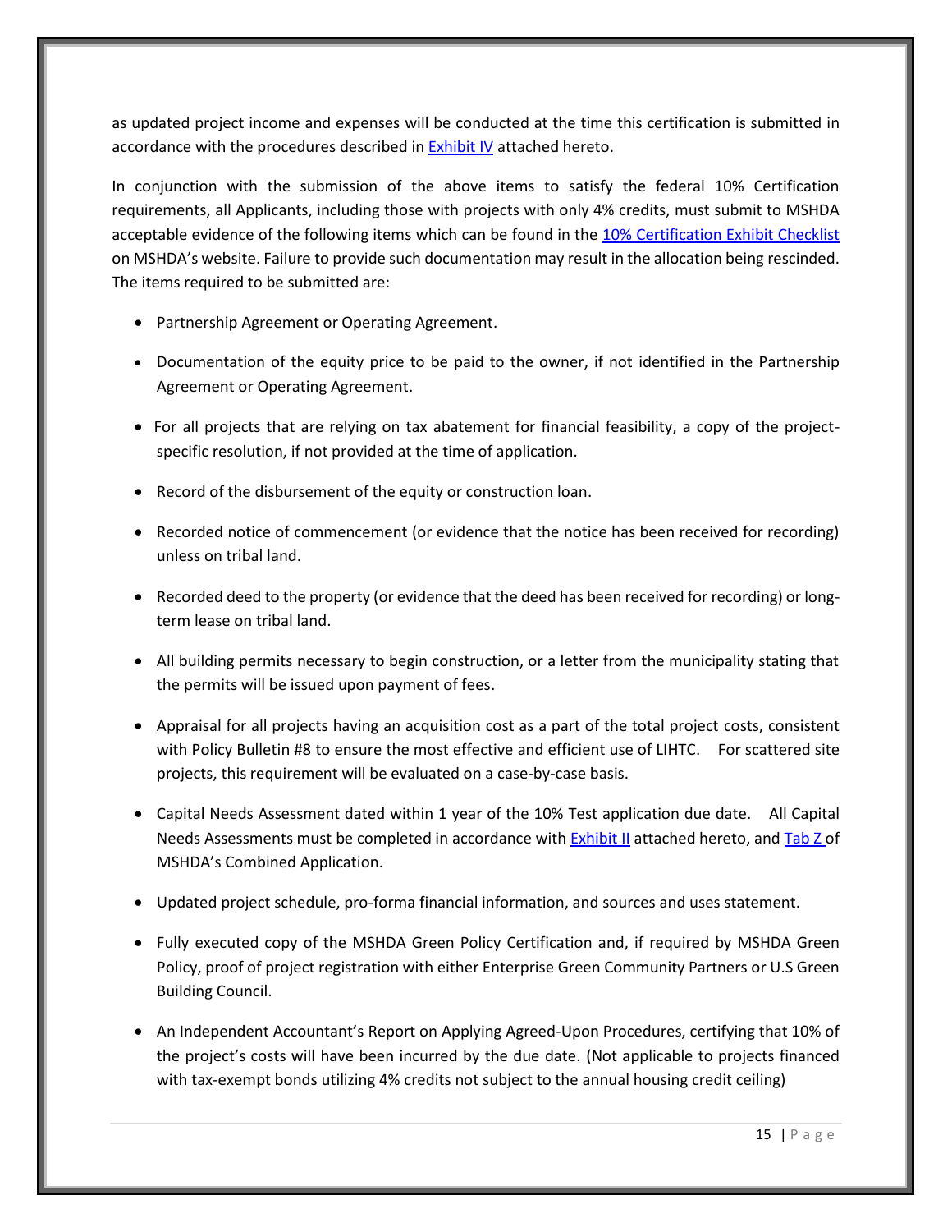as updated project income and expenses will be conducted at the time this certification is submitted in accordance with the procedures described in Exhibit IV attached hereto.

In conjunction with the submission of the above items to satisfy the federal 10% Certification requirements, all Applicants, including those with projects with only 4% credits, must submit to MSHDA acceptable evidence of the following items which can be found in the 10% Certification Exhibit Checklist on MSHDA's website. Failure to provide such documentation may result in the allocation being rescinded. The items required to be submitted are:

- Partnership Agreement or Operating Agreement.
- Documentation of the equity price to be paid to the owner, if not identified in the Partnership Agreement or Operating Agreement.
- For all projects that are relying on tax abatement for financial feasibility, a copy of the project-specific resolution, if not provided at the time of application.
- Record of the disbursement of the equity or construction loan.
- Recorded notice of commencement (or evidence that the notice has been received for recording) unless on tribal land.
- Recorded deed to the property (or evidence that the deed has been received for recording) or long-term lease on tribal land.
- All building permits necessary to begin construction, or a letter from the municipality stating that the permits will be issued upon payment of fees.
- Appraisal for all projects having an acquisition cost as a part of the total project costs, consistent with Policy Bulletin #8 to ensure the most effective and efficient use of LIHTC. For scattered site projects, this requirement will be evaluated on a case-by-case basis.
- Capital Needs Assessment dated within 1 year of the 10% Test application due date. All Capital Needs Assessments must be completed in accordance with Exhibit II attached hereto, and Tab Z of MSHDA's Combined Application.
- Updated project schedule, pro-forma financial information, and sources and uses statement.
- Fully executed copy of the MSHDA Green Policy Certification and, if required by MSHDA Green Policy, proof of project registration with either Enterprise Green Community Partners or U.S Green Building Council.
- An Independent Accountant's Report on Applying Agreed-Upon Procedures, certifying that 10% of the project's costs will have been incurred by the due date. (Not applicable to projects financed with tax-exempt bonds utilizing 4% credits not subject to the annual housing credit ceiling)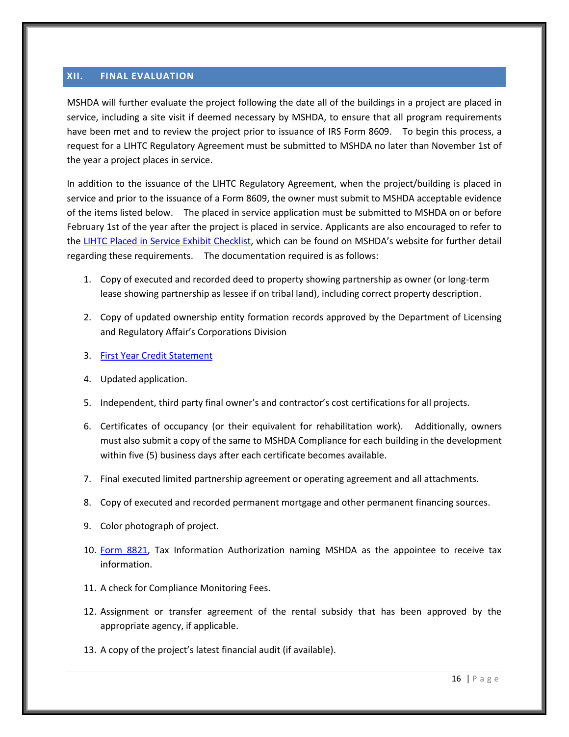## XII. FINAL EVALUATION

MSHDA will further evaluate the project following the date all of the buildings in a project are placed in service, including a site visit if deemed necessary by MSHDA, to ensure that all program requirements have been met and to review the project prior to issuance of IRS Form 8609. To begin this process, a request for a LIHTC Regulatory Agreement must be submitted to MSHDA no later than November 1st of the year a project places in service.

In addition to the issuance of the LIHTC Regulatory Agreement, when the project/building is placed in service and prior to the issuance of a Form 8609, the owner must submit to MSHDA acceptable evidence of the items listed below. The placed in service application must be submitted to MSHDA on or before February 1st of the year after the project is placed in service. Applicants are also encouraged to refer to the LIHTC Placed in Service Exhibit Checklist, which can be found on MSHDA's website for further detail regarding these requirements. The documentation required is as follows:

1. Copy of executed and recorded deed to property showing partnership as owner (or long-term lease showing partnership as lessee if on tribal land), including correct property description.
2. Copy of updated ownership entity formation records approved by the Department of Licensing and Regulatory Affair's Corporations Division
3. First Year Credit Statement
4. Updated application.
5. Independent, third party final owner's and contractor's cost certifications for all projects.
6. Certificates of occupancy (or their equivalent for rehabilitation work). Additionally, owners must also submit a copy of the same to MSHDA Compliance for each building in the development within five (5) business days after each certificate becomes available.
7. Final executed limited partnership agreement or operating agreement and all attachments.
8. Copy of executed and recorded permanent mortgage and other permanent financing sources.
9. Color photograph of project.
10. Form 8821, Tax Information Authorization naming MSHDA as the appointee to receive tax information.
11. A check for Compliance Monitoring Fees.
12. Assignment or transfer agreement of the rental subsidy that has been approved by the appropriate agency, if applicable.
13. A copy of the project's latest financial audit (if available).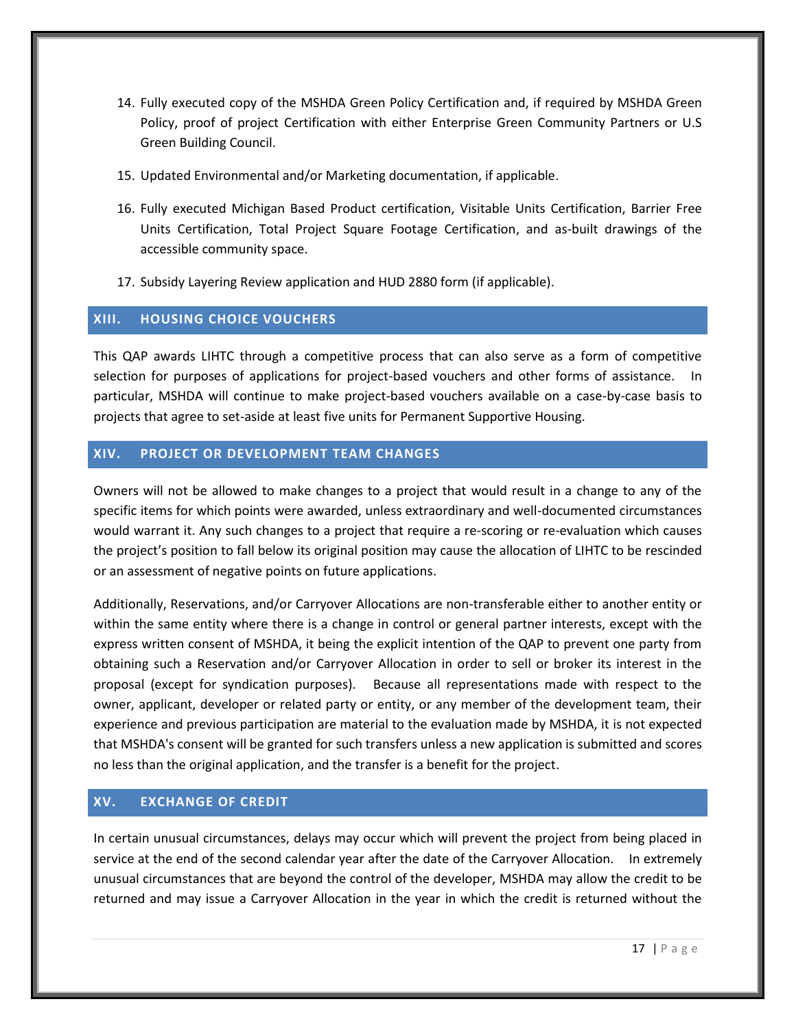14. Fully executed copy of the MSHDA Green Policy Certification and, if required by MSHDA Green Policy, proof of project Certification with either Enterprise Green Community Partners or U.S Green Building Council.

15. Updated Environmental and/or Marketing documentation, if applicable.

16. Fully executed Michigan Based Product certification, Visitable Units Certification, Barrier Free Units Certification, Total Project Square Footage Certification, and as-built drawings of the accessible community space.

17. Subsidy Layering Review application and HUD 2880 form (if applicable).

## XIII. HOUSING CHOICE VOUCHERS

This QAP awards LIHTC through a competitive process that can also serve as a form of competitive selection for purposes of applications for project-based vouchers and other forms of assistance. In particular, MSHDA will continue to make project-based vouchers available on a case-by-case basis to projects that agree to set-aside at least five units for Permanent Supportive Housing.

## XIV. PROJECT OR DEVELOPMENT TEAM CHANGES

Owners will not be allowed to make changes to a project that would result in a change to any of the specific items for which points were awarded, unless extraordinary and well-documented circumstances would warrant it. Any such changes to a project that require a re-scoring or re-evaluation which causes the project's position to fall below its original position may cause the allocation of LIHTC to be rescinded or an assessment of negative points on future applications.

Additionally, Reservations, and/or Carryover Allocations are non-transferable either to another entity or within the same entity where there is a change in control or general partner interests, except with the express written consent of MSHDA, it being the explicit intention of the QAP to prevent one party from obtaining such a Reservation and/or Carryover Allocation in order to sell or broker its interest in the proposal (except for syndication purposes). Because all representations made with respect to the owner, applicant, developer or related party or entity, or any member of the development team, their experience and previous participation are material to the evaluation made by MSHDA, it is not expected that MSHDA's consent will be granted for such transfers unless a new application is submitted and scores no less than the original application, and the transfer is a benefit for the project.

## XV. EXCHANGE OF CREDIT

In certain unusual circumstances, delays may occur which will prevent the project from being placed in service at the end of the second calendar year after the date of the Carryover Allocation. In extremely unusual circumstances that are beyond the control of the developer, MSHDA may allow the credit to be returned and may issue a Carryover Allocation in the year in which the credit is returned without the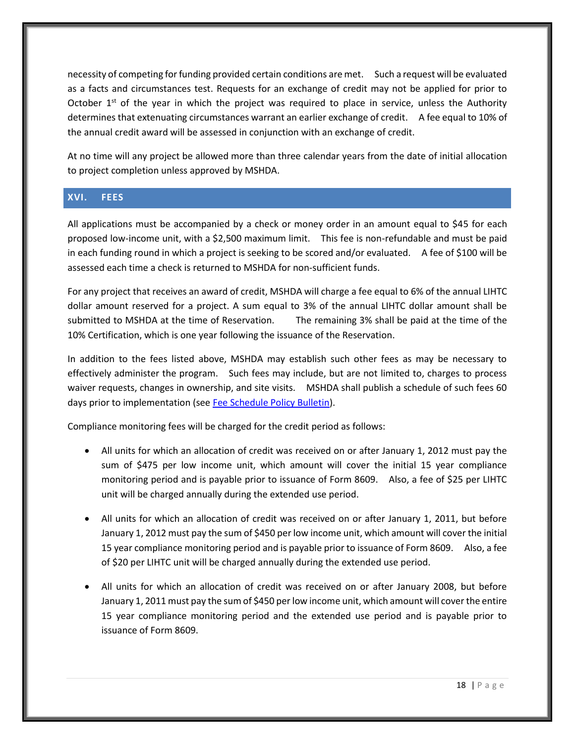necessity of competing for funding provided certain conditions are met. Such a request will be evaluated as a facts and circumstances test. Requests for an exchange of credit may not be applied for prior to October 1st of the year in which the project was required to place in service, unless the Authority determines that extenuating circumstances warrant an earlier exchange of credit. A fee equal to 10% of the annual credit award will be assessed in conjunction with an exchange of credit.

At no time will any project be allowed more than three calendar years from the date of initial allocation to project completion unless approved by MSHDA.

## XVI. FEES

All applications must be accompanied by a check or money order in an amount equal to $45 for each proposed low-income unit, with a $2,500 maximum limit. This fee is non-refundable and must be paid in each funding round in which a project is seeking to be scored and/or evaluated. A fee of $100 will be assessed each time a check is returned to MSHDA for non-sufficient funds.

For any project that receives an award of credit, MSHDA will charge a fee equal to 6% of the annual LIHTC dollar amount reserved for a project. A sum equal to 3% of the annual LIHTC dollar amount shall be submitted to MSHDA at the time of Reservation. The remaining 3% shall be paid at the time of the 10% Certification, which is one year following the issuance of the Reservation.

In addition to the fees listed above, MSHDA may establish such other fees as may be necessary to effectively administer the program. Such fees may include, but are not limited to, charges to process waiver requests, changes in ownership, and site visits. MSHDA shall publish a schedule of such fees 60 days prior to implementation (see Fee Schedule Policy Bulletin).

Compliance monitoring fees will be charged for the credit period as follows:

- All units for which an allocation of credit was received on or after January 1, 2012 must pay the sum of $475 per low income unit, which amount will cover the initial 15 year compliance monitoring period and is payable prior to issuance of Form 8609. Also, a fee of $25 per LIHTC unit will be charged annually during the extended use period.
- All units for which an allocation of credit was received on or after January 1, 2011, but before January 1, 2012 must pay the sum of $450 per low income unit, which amount will cover the initial 15 year compliance monitoring period and is payable prior to issuance of Form 8609. Also, a fee of $20 per LIHTC unit will be charged annually during the extended use period.
- All units for which an allocation of credit was received on or after January 2008, but before January 1, 2011 must pay the sum of $450 per low income unit, which amount will cover the entire 15 year compliance monitoring period and the extended use period and is payable prior to issuance of Form 8609.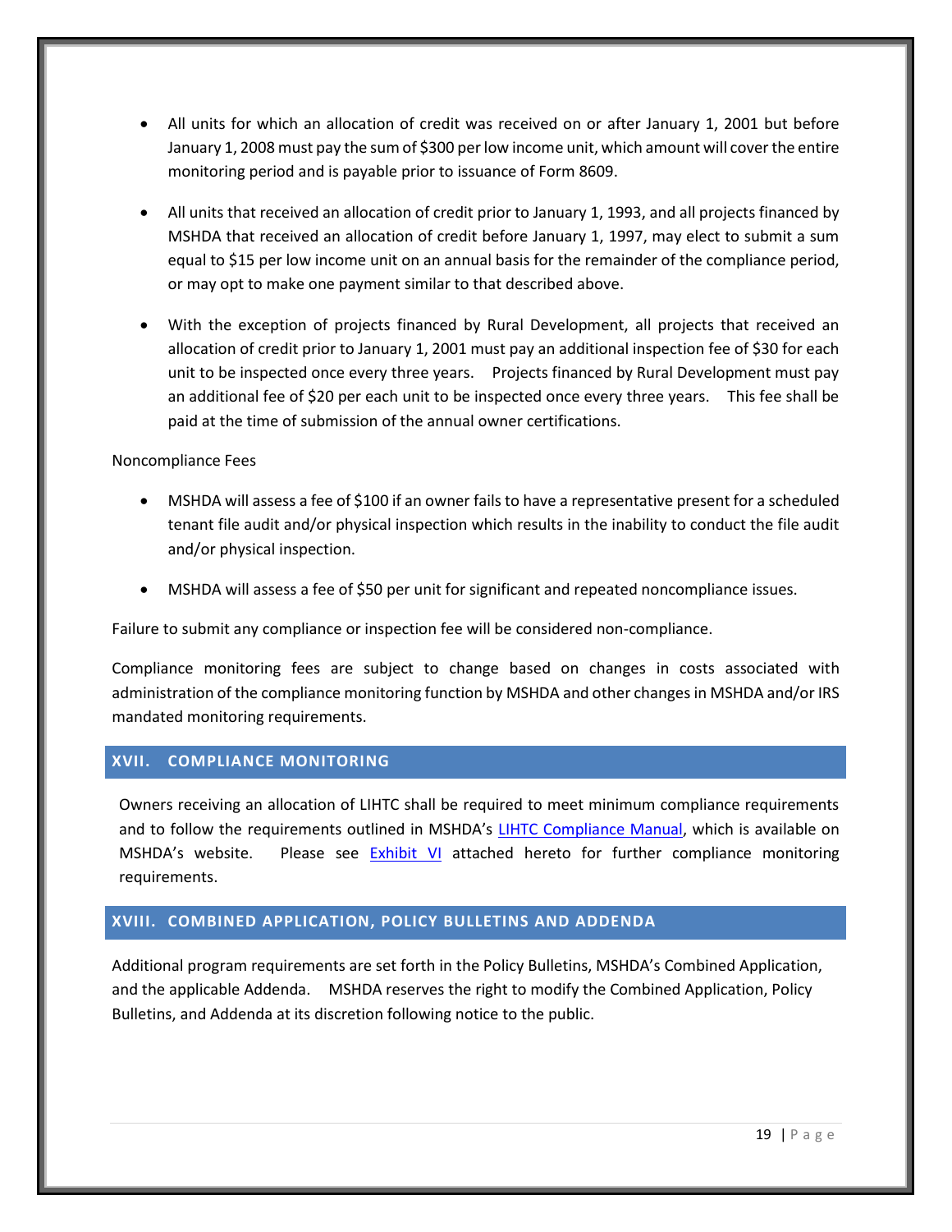- All units for which an allocation of credit was received on or after January 1, 2001 but before January 1, 2008 must pay the sum of $300 per low income unit, which amount will cover the entire monitoring period and is payable prior to issuance of Form 8609.

- All units that received an allocation of credit prior to January 1, 1993, and all projects financed by MSHDA that received an allocation of credit before January 1, 1997, may elect to submit a sum equal to $15 per low income unit on an annual basis for the remainder of the compliance period, or may opt to make one payment similar to that described above.

- With the exception of projects financed by Rural Development, all projects that received an allocation of credit prior to January 1, 2001 must pay an additional inspection fee of $30 for each unit to be inspected once every three years. Projects financed by Rural Development must pay an additional fee of $20 per each unit to be inspected once every three years. This fee shall be paid at the time of submission of the annual owner certifications.

Noncompliance Fees

- MSHDA will assess a fee of $100 if an owner fails to have a representative present for a scheduled tenant file audit and/or physical inspection which results in the inability to conduct the file audit and/or physical inspection.

- MSHDA will assess a fee of $50 per unit for significant and repeated noncompliance issues.

Failure to submit any compliance or inspection fee will be considered non-compliance.

Compliance monitoring fees are subject to change based on changes in costs associated with administration of the compliance monitoring function by MSHDA and other changes in MSHDA and/or IRS mandated monitoring requirements.

## XVII. COMPLIANCE MONITORING

Owners receiving an allocation of LIHTC shall be required to meet minimum compliance requirements and to follow the requirements outlined in MSHDA's LIHTC Compliance Manual, which is available on MSHDA's website. Please see Exhibit VI attached hereto for further compliance monitoring requirements.

## XVIII. COMBINED APPLICATION, POLICY BULLETINS AND ADDENDA

Additional program requirements are set forth in the Policy Bulletins, MSHDA's Combined Application, and the applicable Addenda. MSHDA reserves the right to modify the Combined Application, Policy Bulletins, and Addenda at its discretion following notice to the public.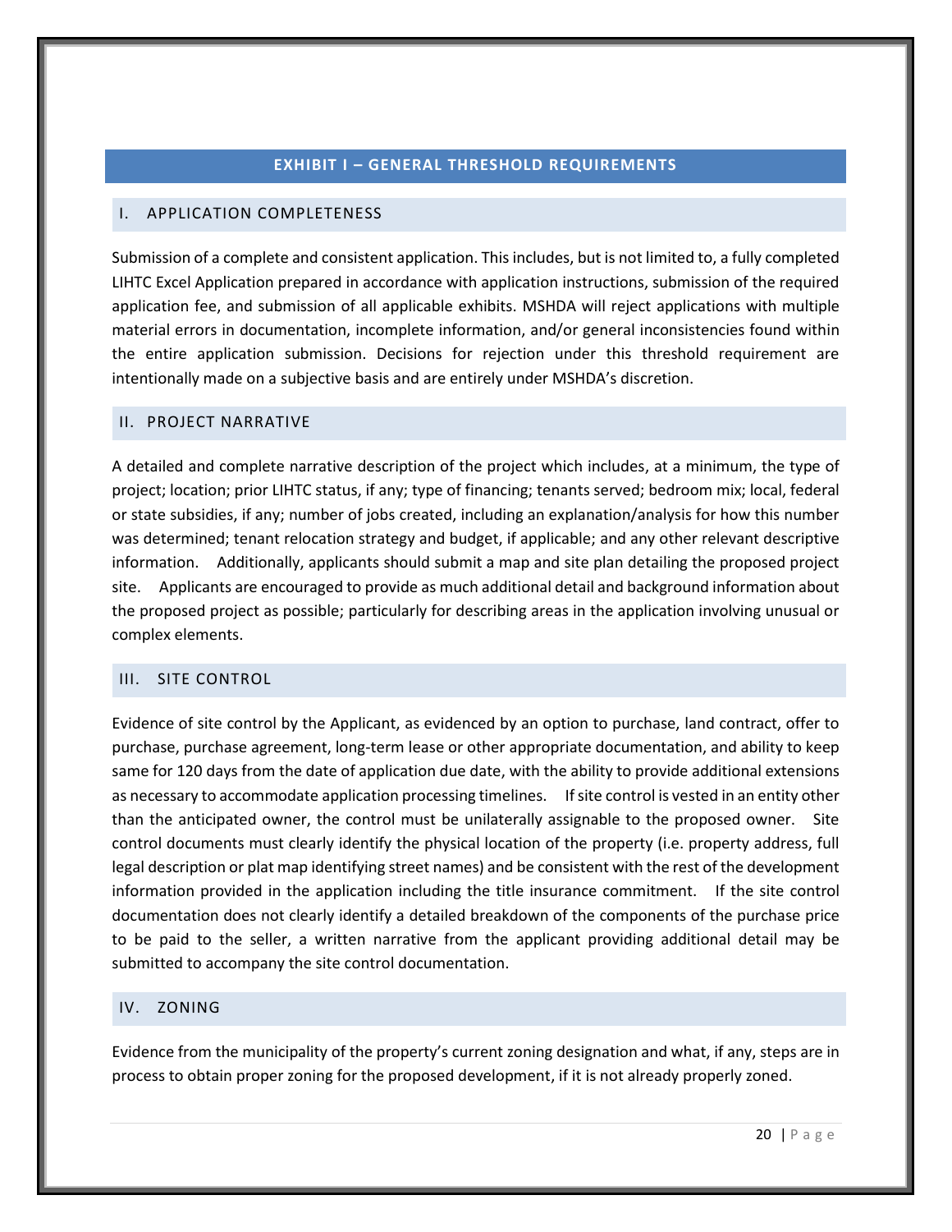# EXHIBIT I – GENERAL THRESHOLD REQUIREMENTS

## I. APPLICATION COMPLETENESS

Submission of a complete and consistent application. This includes, but is not limited to, a fully completed LIHTC Excel Application prepared in accordance with application instructions, submission of the required application fee, and submission of all applicable exhibits. MSHDA will reject applications with multiple material errors in documentation, incomplete information, and/or general inconsistencies found within the entire application submission. Decisions for rejection under this threshold requirement are intentionally made on a subjective basis and are entirely under MSHDA's discretion.

## II. PROJECT NARRATIVE

A detailed and complete narrative description of the project which includes, at a minimum, the type of project; location; prior LIHTC status, if any; type of financing; tenants served; bedroom mix; local, federal or state subsidies, if any; number of jobs created, including an explanation/analysis for how this number was determined; tenant relocation strategy and budget, if applicable; and any other relevant descriptive information. Additionally, applicants should submit a map and site plan detailing the proposed project site. Applicants are encouraged to provide as much additional detail and background information about the proposed project as possible; particularly for describing areas in the application involving unusual or complex elements.

## III. SITE CONTROL

Evidence of site control by the Applicant, as evidenced by an option to purchase, land contract, offer to purchase, purchase agreement, long-term lease or other appropriate documentation, and ability to keep same for 120 days from the date of application due date, with the ability to provide additional extensions as necessary to accommodate application processing timelines. If site control is vested in an entity other than the anticipated owner, the control must be unilaterally assignable to the proposed owner. Site control documents must clearly identify the physical location of the property (i.e. property address, full legal description or plat map identifying street names) and be consistent with the rest of the development information provided in the application including the title insurance commitment. If the site control documentation does not clearly identify a detailed breakdown of the components of the purchase price to be paid to the seller, a written narrative from the applicant providing additional detail may be submitted to accompany the site control documentation.

## IV. ZONING

Evidence from the municipality of the property's current zoning designation and what, if any, steps are in process to obtain proper zoning for the proposed development, if it is not already properly zoned.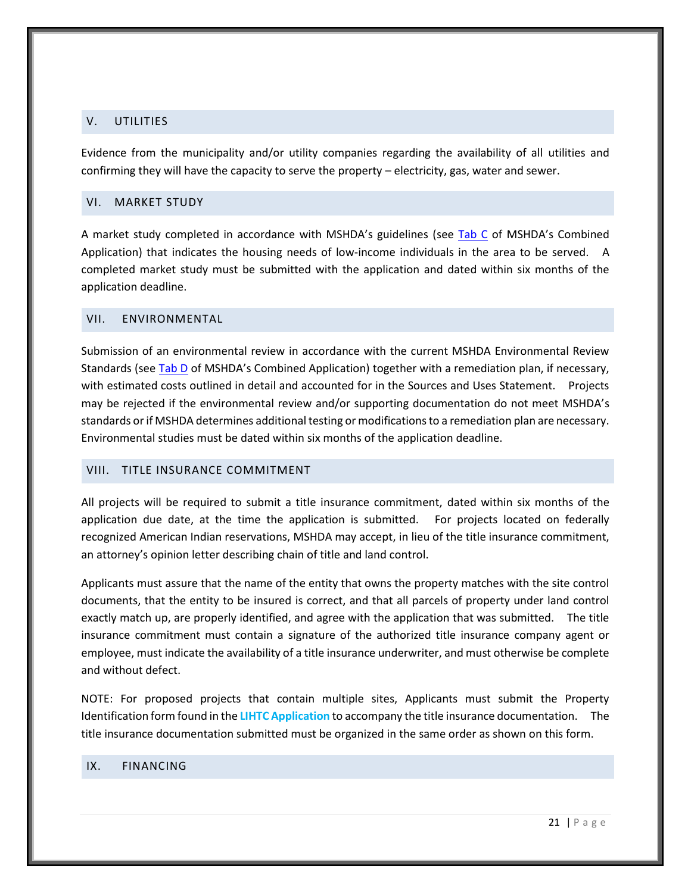## V. UTILITIES

Evidence from the municipality and/or utility companies regarding the availability of all utilities and confirming they will have the capacity to serve the property – electricity, gas, water and sewer.

## VI. MARKET STUDY

A market study completed in accordance with MSHDA's guidelines (see Tab C of MSHDA's Combined Application) that indicates the housing needs of low-income individuals in the area to be served. A completed market study must be submitted with the application and dated within six months of the application deadline.

## VII. ENVIRONMENTAL

Submission of an environmental review in accordance with the current MSHDA Environmental Review Standards (see Tab D of MSHDA's Combined Application) together with a remediation plan, if necessary, with estimated costs outlined in detail and accounted for in the Sources and Uses Statement. Projects may be rejected if the environmental review and/or supporting documentation do not meet MSHDA's standards or if MSHDA determines additional testing or modifications to a remediation plan are necessary. Environmental studies must be dated within six months of the application deadline.

## VIII. TITLE INSURANCE COMMITMENT

All projects will be required to submit a title insurance commitment, dated within six months of the application due date, at the time the application is submitted. For projects located on federally recognized American Indian reservations, MSHDA may accept, in lieu of the title insurance commitment, an attorney's opinion letter describing chain of title and land control.

Applicants must assure that the name of the entity that owns the property matches with the site control documents, that the entity to be insured is correct, and that all parcels of property under land control exactly match up, are properly identified, and agree with the application that was submitted. The title insurance commitment must contain a signature of the authorized title insurance company agent or employee, must indicate the availability of a title insurance underwriter, and must otherwise be complete and without defect.

NOTE: For proposed projects that contain multiple sites, Applicants must submit the Property Identification form found in the **LIHTC Application** to accompany the title insurance documentation. The title insurance documentation submitted must be organized in the same order as shown on this form.

## IX. FINANCING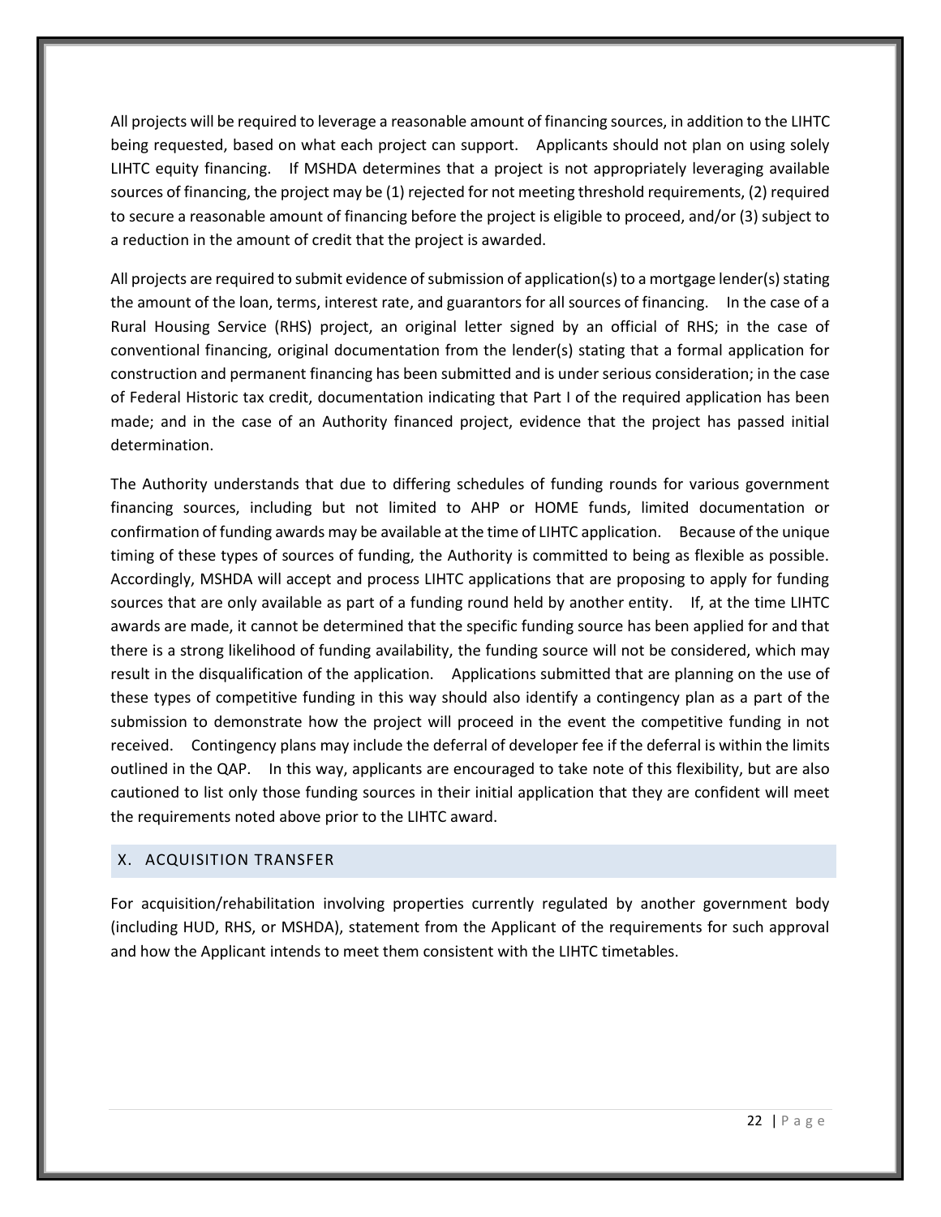All projects will be required to leverage a reasonable amount of financing sources, in addition to the LIHTC being requested, based on what each project can support. Applicants should not plan on using solely LIHTC equity financing. If MSHDA determines that a project is not appropriately leveraging available sources of financing, the project may be (1) rejected for not meeting threshold requirements, (2) required to secure a reasonable amount of financing before the project is eligible to proceed, and/or (3) subject to a reduction in the amount of credit that the project is awarded.

All projects are required to submit evidence of submission of application(s) to a mortgage lender(s) stating the amount of the loan, terms, interest rate, and guarantors for all sources of financing. In the case of a Rural Housing Service (RHS) project, an original letter signed by an official of RHS; in the case of conventional financing, original documentation from the lender(s) stating that a formal application for construction and permanent financing has been submitted and is under serious consideration; in the case of Federal Historic tax credit, documentation indicating that Part I of the required application has been made; and in the case of an Authority financed project, evidence that the project has passed initial determination.

The Authority understands that due to differing schedules of funding rounds for various government financing sources, including but not limited to AHP or HOME funds, limited documentation or confirmation of funding awards may be available at the time of LIHTC application. Because of the unique timing of these types of sources of funding, the Authority is committed to being as flexible as possible. Accordingly, MSHDA will accept and process LIHTC applications that are proposing to apply for funding sources that are only available as part of a funding round held by another entity. If, at the time LIHTC awards are made, it cannot be determined that the specific funding source has been applied for and that there is a strong likelihood of funding availability, the funding source will not be considered, which may result in the disqualification of the application. Applications submitted that are planning on the use of these types of competitive funding in this way should also identify a contingency plan as a part of the submission to demonstrate how the project will proceed in the event the competitive funding in not received. Contingency plans may include the deferral of developer fee if the deferral is within the limits outlined in the QAP. In this way, applicants are encouraged to take note of this flexibility, but are also cautioned to list only those funding sources in their initial application that they are confident will meet the requirements noted above prior to the LIHTC award.

## X. ACQUISITION TRANSFER

For acquisition/rehabilitation involving properties currently regulated by another government body (including HUD, RHS, or MSHDA), statement from the Applicant of the requirements for such approval and how the Applicant intends to meet them consistent with the LIHTC timetables.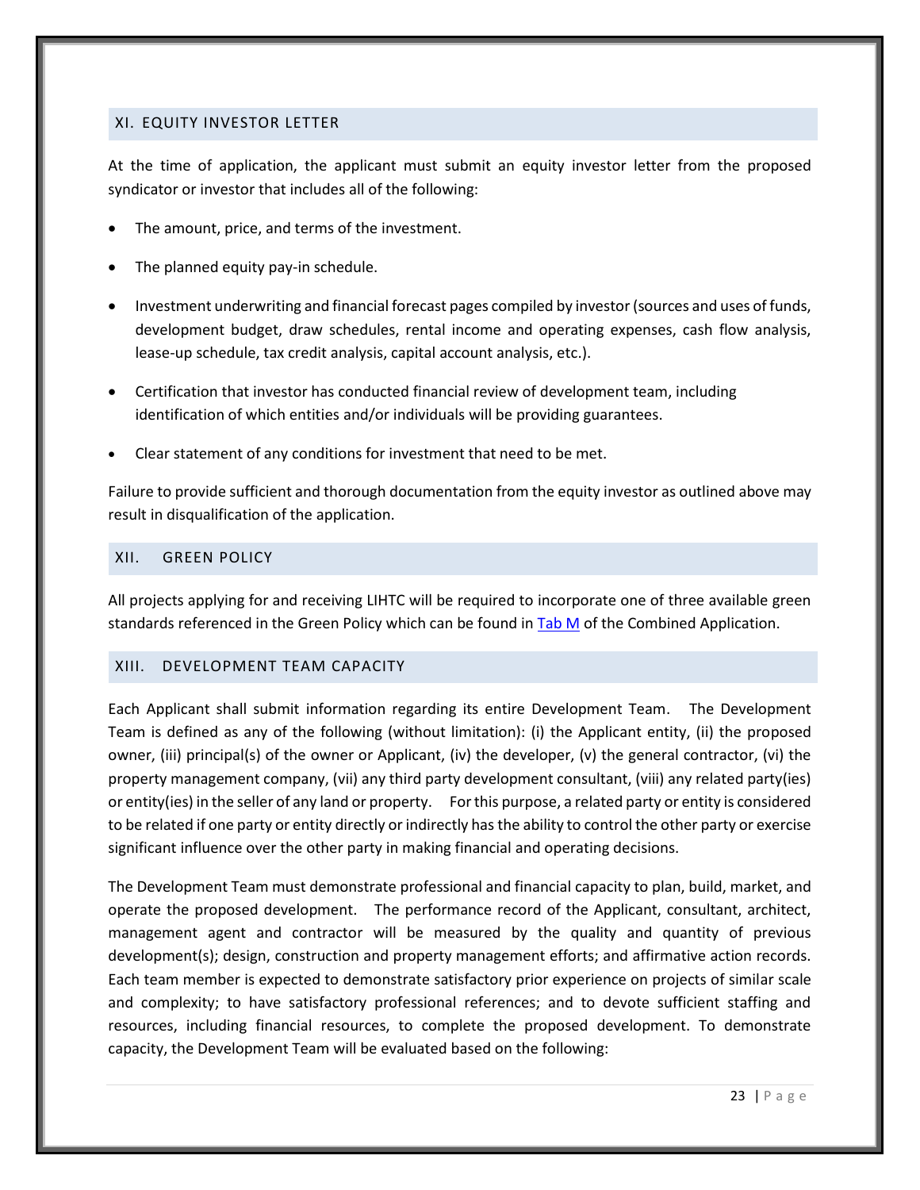## XI. EQUITY INVESTOR LETTER

At the time of application, the applicant must submit an equity investor letter from the proposed syndicator or investor that includes all of the following:

- The amount, price, and terms of the investment.
- The planned equity pay-in schedule.
- Investment underwriting and financial forecast pages compiled by investor (sources and uses of funds, development budget, draw schedules, rental income and operating expenses, cash flow analysis, lease-up schedule, tax credit analysis, capital account analysis, etc.).
- Certification that investor has conducted financial review of development team, including identification of which entities and/or individuals will be providing guarantees.
- Clear statement of any conditions for investment that need to be met.

Failure to provide sufficient and thorough documentation from the equity investor as outlined above may result in disqualification of the application.

## XII. GREEN POLICY

All projects applying for and receiving LIHTC will be required to incorporate one of three available green standards referenced in the Green Policy which can be found in Tab M of the Combined Application.

## XIII. DEVELOPMENT TEAM CAPACITY

Each Applicant shall submit information regarding its entire Development Team. The Development Team is defined as any of the following (without limitation): (i) the Applicant entity, (ii) the proposed owner, (iii) principal(s) of the owner or Applicant, (iv) the developer, (v) the general contractor, (vi) the property management company, (vii) any third party development consultant, (viii) any related party(ies) or entity(ies) in the seller of any land or property. For this purpose, a related party or entity is considered to be related if one party or entity directly or indirectly has the ability to control the other party or exercise significant influence over the other party in making financial and operating decisions.

The Development Team must demonstrate professional and financial capacity to plan, build, market, and operate the proposed development. The performance record of the Applicant, consultant, architect, management agent and contractor will be measured by the quality and quantity of previous development(s); design, construction and property management efforts; and affirmative action records. Each team member is expected to demonstrate satisfactory prior experience on projects of similar scale and complexity; to have satisfactory professional references; and to devote sufficient staffing and resources, including financial resources, to complete the proposed development. To demonstrate capacity, the Development Team will be evaluated based on the following: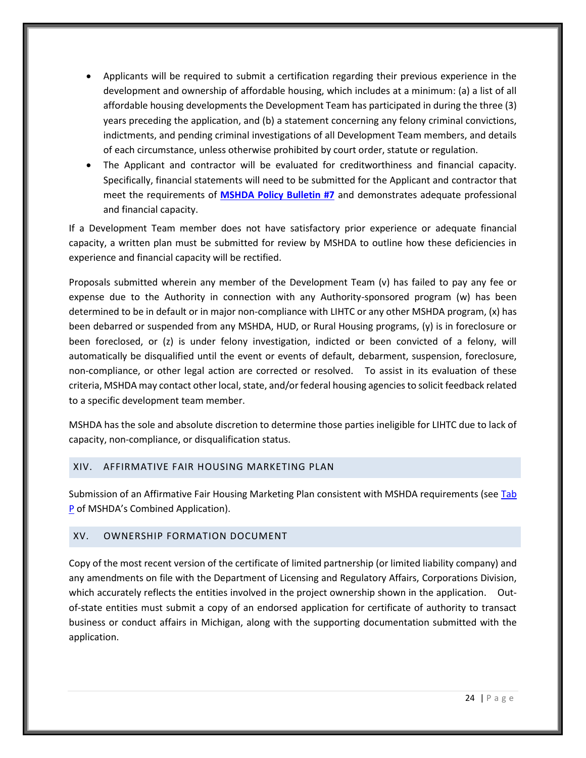- Applicants will be required to submit a certification regarding their previous experience in the development and ownership of affordable housing, which includes at a minimum: (a) a list of all affordable housing developments the Development Team has participated in during the three (3) years preceding the application, and (b) a statement concerning any felony criminal convictions, indictments, and pending criminal investigations of all Development Team members, and details of each circumstance, unless otherwise prohibited by court order, statute or regulation.
- The Applicant and contractor will be evaluated for creditworthiness and financial capacity. Specifically, financial statements will need to be submitted for the Applicant and contractor that meet the requirements of **MSHDA Policy Bulletin #7** and demonstrates adequate professional and financial capacity.

If a Development Team member does not have satisfactory prior experience or adequate financial capacity, a written plan must be submitted for review by MSHDA to outline how these deficiencies in experience and financial capacity will be rectified.

Proposals submitted wherein any member of the Development Team (v) has failed to pay any fee or expense due to the Authority in connection with any Authority-sponsored program (w) has been determined to be in default or in major non-compliance with LIHTC or any other MSHDA program, (x) has been debarred or suspended from any MSHDA, HUD, or Rural Housing programs, (y) is in foreclosure or been foreclosed, or (z) is under felony investigation, indicted or been convicted of a felony, will automatically be disqualified until the event or events of default, debarment, suspension, foreclosure, non-compliance, or other legal action are corrected or resolved. To assist in its evaluation of these criteria, MSHDA may contact other local, state, and/or federal housing agencies to solicit feedback related to a specific development team member.

MSHDA has the sole and absolute discretion to determine those parties ineligible for LIHTC due to lack of capacity, non-compliance, or disqualification status.

## XIV. AFFIRMATIVE FAIR HOUSING MARKETING PLAN

Submission of an Affirmative Fair Housing Marketing Plan consistent with MSHDA requirements (see Tab P of MSHDA's Combined Application).

## XV. OWNERSHIP FORMATION DOCUMENT

Copy of the most recent version of the certificate of limited partnership (or limited liability company) and any amendments on file with the Department of Licensing and Regulatory Affairs, Corporations Division, which accurately reflects the entities involved in the project ownership shown in the application. Out-of-state entities must submit a copy of an endorsed application for certificate of authority to transact business or conduct affairs in Michigan, along with the supporting documentation submitted with the application.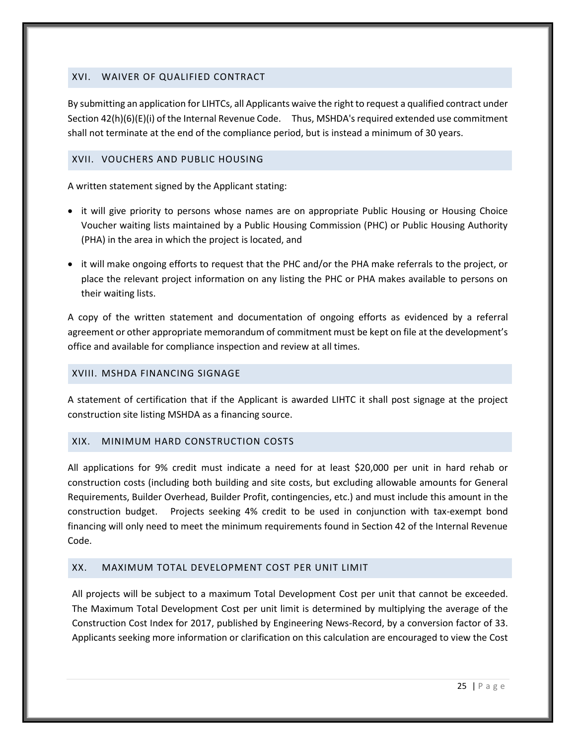## XVI. WAIVER OF QUALIFIED CONTRACT

By submitting an application for LIHTCs, all Applicants waive the right to request a qualified contract under Section 42(h)(6)(E)(i) of the Internal Revenue Code. Thus, MSHDA's required extended use commitment shall not terminate at the end of the compliance period, but is instead a minimum of 30 years.

## XVII. VOUCHERS AND PUBLIC HOUSING

A written statement signed by the Applicant stating:

- it will give priority to persons whose names are on appropriate Public Housing or Housing Choice Voucher waiting lists maintained by a Public Housing Commission (PHC) or Public Housing Authority (PHA) in the area in which the project is located, and
- it will make ongoing efforts to request that the PHC and/or the PHA make referrals to the project, or place the relevant project information on any listing the PHC or PHA makes available to persons on their waiting lists.

A copy of the written statement and documentation of ongoing efforts as evidenced by a referral agreement or other appropriate memorandum of commitment must be kept on file at the development's office and available for compliance inspection and review at all times.

## XVIII. MSHDA FINANCING SIGNAGE

A statement of certification that if the Applicant is awarded LIHTC it shall post signage at the project construction site listing MSHDA as a financing source.

## XIX. MINIMUM HARD CONSTRUCTION COSTS

All applications for 9% credit must indicate a need for at least $20,000 per unit in hard rehab or construction costs (including both building and site costs, but excluding allowable amounts for General Requirements, Builder Overhead, Builder Profit, contingencies, etc.) and must include this amount in the construction budget. Projects seeking 4% credit to be used in conjunction with tax-exempt bond financing will only need to meet the minimum requirements found in Section 42 of the Internal Revenue Code.

## XX. MAXIMUM TOTAL DEVELOPMENT COST PER UNIT LIMIT

All projects will be subject to a maximum Total Development Cost per unit that cannot be exceeded. The Maximum Total Development Cost per unit limit is determined by multiplying the average of the Construction Cost Index for 2017, published by Engineering News-Record, by a conversion factor of 33. Applicants seeking more information or clarification on this calculation are encouraged to view the Cost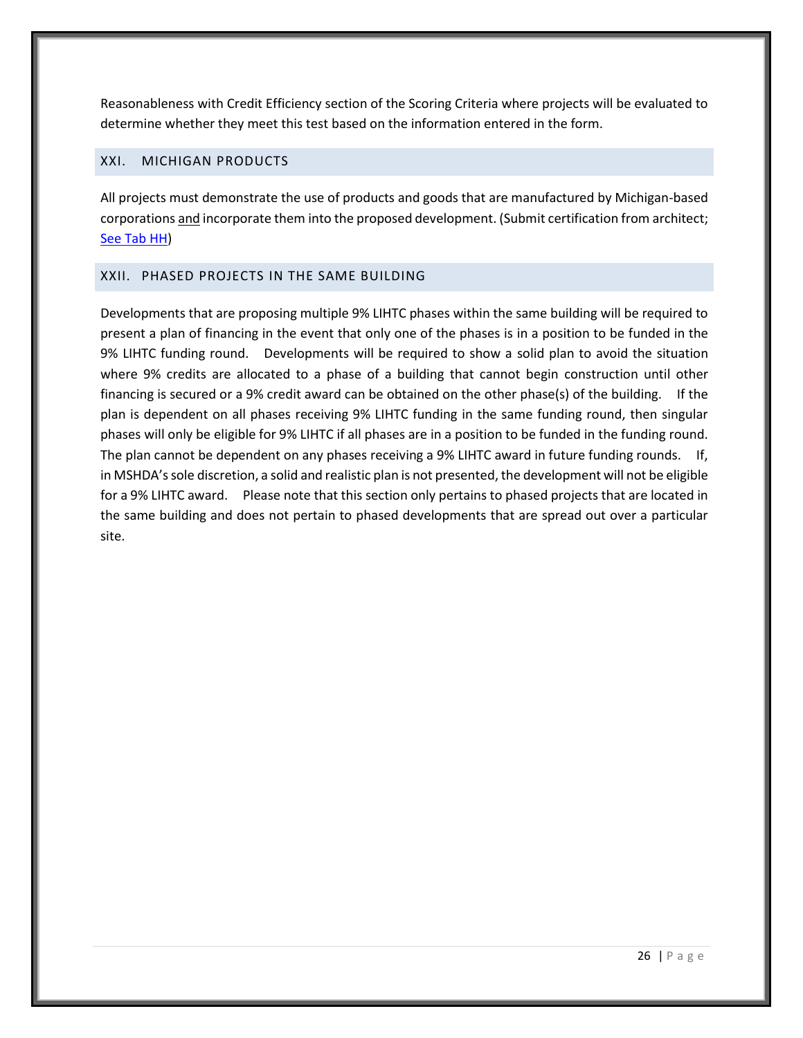Reasonableness with Credit Efficiency section of the Scoring Criteria where projects will be evaluated to determine whether they meet this test based on the information entered in the form.

## XXI. MICHIGAN PRODUCTS

All projects must demonstrate the use of products and goods that are manufactured by Michigan-based corporations and incorporate them into the proposed development. (Submit certification from architect; See Tab HH)

## XXII. PHASED PROJECTS IN THE SAME BUILDING

Developments that are proposing multiple 9% LIHTC phases within the same building will be required to present a plan of financing in the event that only one of the phases is in a position to be funded in the 9% LIHTC funding round. Developments will be required to show a solid plan to avoid the situation where 9% credits are allocated to a phase of a building that cannot begin construction until other financing is secured or a 9% credit award can be obtained on the other phase(s) of the building. If the plan is dependent on all phases receiving 9% LIHTC funding in the same funding round, then singular phases will only be eligible for 9% LIHTC if all phases are in a position to be funded in the funding round. The plan cannot be dependent on any phases receiving a 9% LIHTC award in future funding rounds. If, in MSHDA's sole discretion, a solid and realistic plan is not presented, the development will not be eligible for a 9% LIHTC award. Please note that this section only pertains to phased projects that are located in the same building and does not pertain to phased developments that are spread out over a particular site.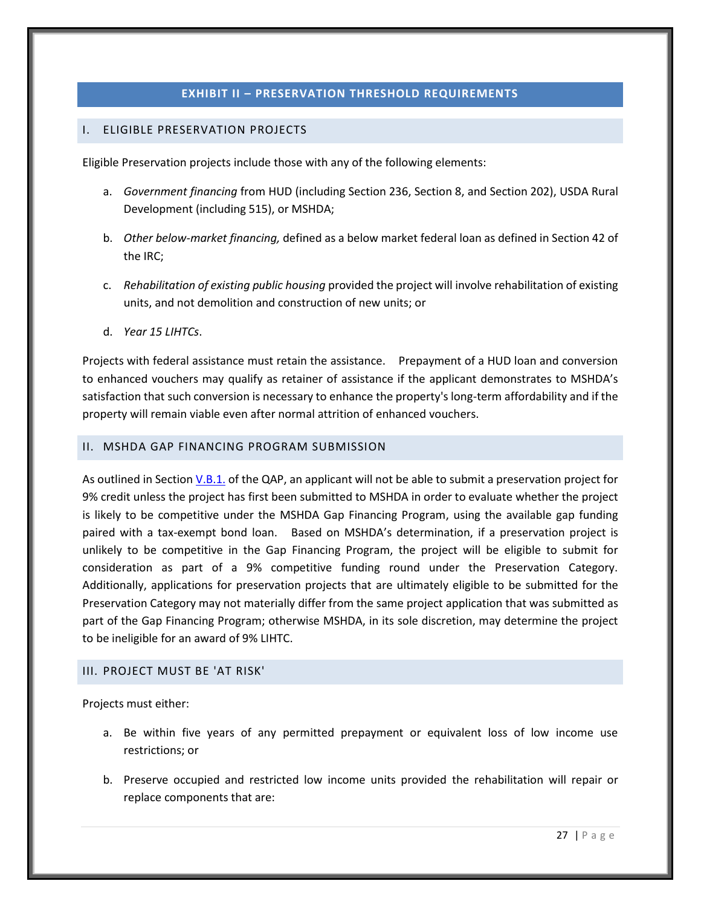## EXHIBIT II – PRESERVATION THRESHOLD REQUIREMENTS

### I. ELIGIBLE PRESERVATION PROJECTS

Eligible Preservation projects include those with any of the following elements:

a. *Government financing* from HUD (including Section 236, Section 8, and Section 202), USDA Rural Development (including 515), or MSHDA;

b. *Other below-market financing,* defined as a below market federal loan as defined in Section 42 of the IRC;

c. *Rehabilitation of existing public housing* provided the project will involve rehabilitation of existing units, and not demolition and construction of new units; or

d. *Year 15 LIHTCs*.

Projects with federal assistance must retain the assistance. Prepayment of a HUD loan and conversion to enhanced vouchers may qualify as retainer of assistance if the applicant demonstrates to MSHDA's satisfaction that such conversion is necessary to enhance the property's long-term affordability and if the property will remain viable even after normal attrition of enhanced vouchers.

### II. MSHDA GAP FINANCING PROGRAM SUBMISSION

As outlined in Section V.B.1. of the QAP, an applicant will not be able to submit a preservation project for 9% credit unless the project has first been submitted to MSHDA in order to evaluate whether the project is likely to be competitive under the MSHDA Gap Financing Program, using the available gap funding paired with a tax-exempt bond loan. Based on MSHDA's determination, if a preservation project is unlikely to be competitive in the Gap Financing Program, the project will be eligible to submit for consideration as part of a 9% competitive funding round under the Preservation Category. Additionally, applications for preservation projects that are ultimately eligible to be submitted for the Preservation Category may not materially differ from the same project application that was submitted as part of the Gap Financing Program; otherwise MSHDA, in its sole discretion, may determine the project to be ineligible for an award of 9% LIHTC.

### III. PROJECT MUST BE 'AT RISK'

Projects must either:

a. Be within five years of any permitted prepayment or equivalent loss of low income use restrictions; or

b. Preserve occupied and restricted low income units provided the rehabilitation will repair or replace components that are: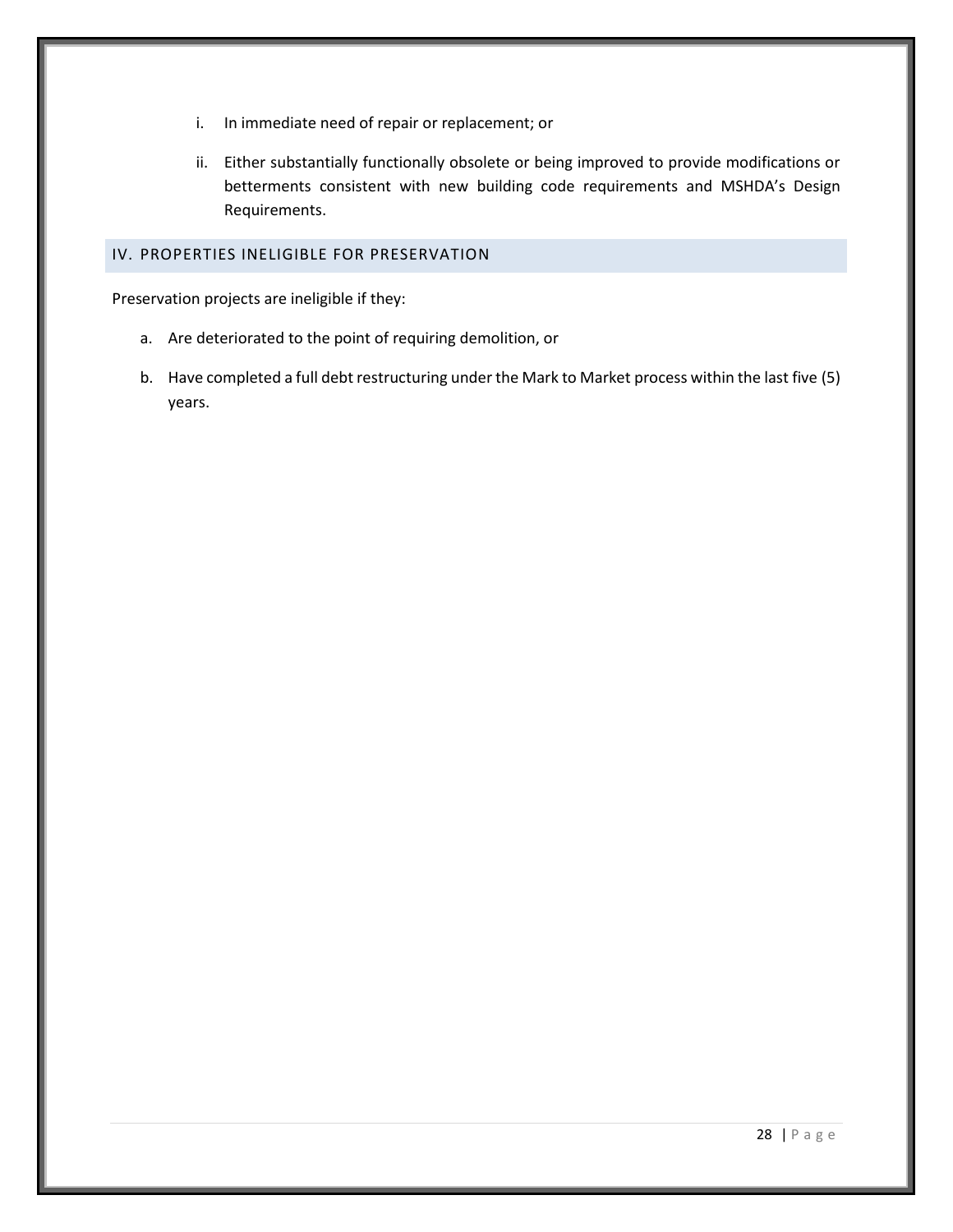i. In immediate need of repair or replacement; or

ii. Either substantially functionally obsolete or being improved to provide modifications or betterments consistent with new building code requirements and MSHDA's Design Requirements.

## IV. PROPERTIES INELIGIBLE FOR PRESERVATION

Preservation projects are ineligible if they:

a. Are deteriorated to the point of requiring demolition, or

b. Have completed a full debt restructuring under the Mark to Market process within the last five (5) years.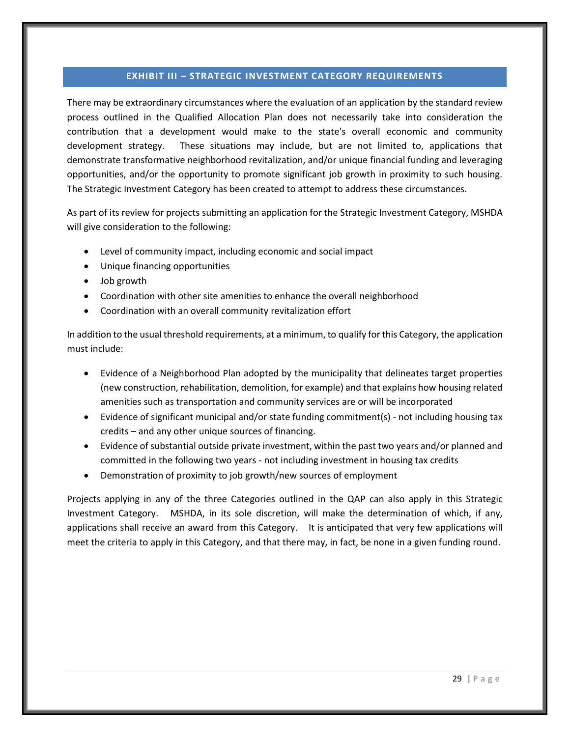## EXHIBIT III – STRATEGIC INVESTMENT CATEGORY REQUIREMENTS

There may be extraordinary circumstances where the evaluation of an application by the standard review process outlined in the Qualified Allocation Plan does not necessarily take into consideration the contribution that a development would make to the state's overall economic and community development strategy. These situations may include, but are not limited to, applications that demonstrate transformative neighborhood revitalization, and/or unique financial funding and leveraging opportunities, and/or the opportunity to promote significant job growth in proximity to such housing. The Strategic Investment Category has been created to attempt to address these circumstances.

As part of its review for projects submitting an application for the Strategic Investment Category, MSHDA will give consideration to the following:

- Level of community impact, including economic and social impact
- Unique financing opportunities
- Job growth
- Coordination with other site amenities to enhance the overall neighborhood
- Coordination with an overall community revitalization effort

In addition to the usual threshold requirements, at a minimum, to qualify for this Category, the application must include:

- Evidence of a Neighborhood Plan adopted by the municipality that delineates target properties (new construction, rehabilitation, demolition, for example) and that explains how housing related amenities such as transportation and community services are or will be incorporated
- Evidence of significant municipal and/or state funding commitment(s) - not including housing tax credits – and any other unique sources of financing.
- Evidence of substantial outside private investment, within the past two years and/or planned and committed in the following two years - not including investment in housing tax credits
- Demonstration of proximity to job growth/new sources of employment

Projects applying in any of the three Categories outlined in the QAP can also apply in this Strategic Investment Category. MSHDA, in its sole discretion, will make the determination of which, if any, applications shall receive an award from this Category. It is anticipated that very few applications will meet the criteria to apply in this Category, and that there may, in fact, be none in a given funding round.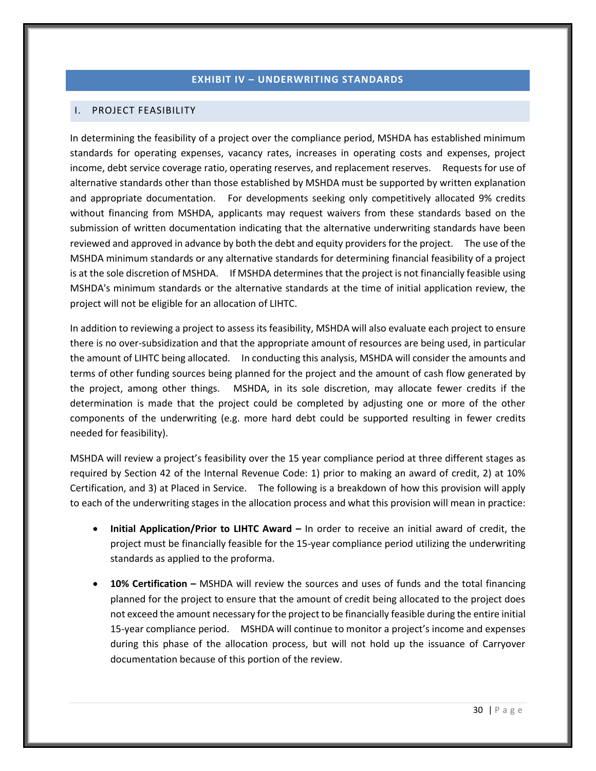# EXHIBIT IV – UNDERWRITING STANDARDS

## I. PROJECT FEASIBILITY

In determining the feasibility of a project over the compliance period, MSHDA has established minimum standards for operating expenses, vacancy rates, increases in operating costs and expenses, project income, debt service coverage ratio, operating reserves, and replacement reserves. Requests for use of alternative standards other than those established by MSHDA must be supported by written explanation and appropriate documentation. For developments seeking only competitively allocated 9% credits without financing from MSHDA, applicants may request waivers from these standards based on the submission of written documentation indicating that the alternative underwriting standards have been reviewed and approved in advance by both the debt and equity providers for the project. The use of the MSHDA minimum standards or any alternative standards for determining financial feasibility of a project is at the sole discretion of MSHDA. If MSHDA determines that the project is not financially feasible using MSHDA's minimum standards or the alternative standards at the time of initial application review, the project will not be eligible for an allocation of LIHTC.

In addition to reviewing a project to assess its feasibility, MSHDA will also evaluate each project to ensure there is no over-subsidization and that the appropriate amount of resources are being used, in particular the amount of LIHTC being allocated. In conducting this analysis, MSHDA will consider the amounts and terms of other funding sources being planned for the project and the amount of cash flow generated by the project, among other things. MSHDA, in its sole discretion, may allocate fewer credits if the determination is made that the project could be completed by adjusting one or more of the other components of the underwriting (e.g. more hard debt could be supported resulting in fewer credits needed for feasibility).

MSHDA will review a project's feasibility over the 15 year compliance period at three different stages as required by Section 42 of the Internal Revenue Code: 1) prior to making an award of credit, 2) at 10% Certification, and 3) at Placed in Service. The following is a breakdown of how this provision will apply to each of the underwriting stages in the allocation process and what this provision will mean in practice:

- **Initial Application/Prior to LIHTC Award –** In order to receive an initial award of credit, the project must be financially feasible for the 15-year compliance period utilizing the underwriting standards as applied to the proforma.

- **10% Certification –** MSHDA will review the sources and uses of funds and the total financing planned for the project to ensure that the amount of credit being allocated to the project does not exceed the amount necessary for the project to be financially feasible during the entire initial 15-year compliance period. MSHDA will continue to monitor a project's income and expenses during this phase of the allocation process, but will not hold up the issuance of Carryover documentation because of this portion of the review.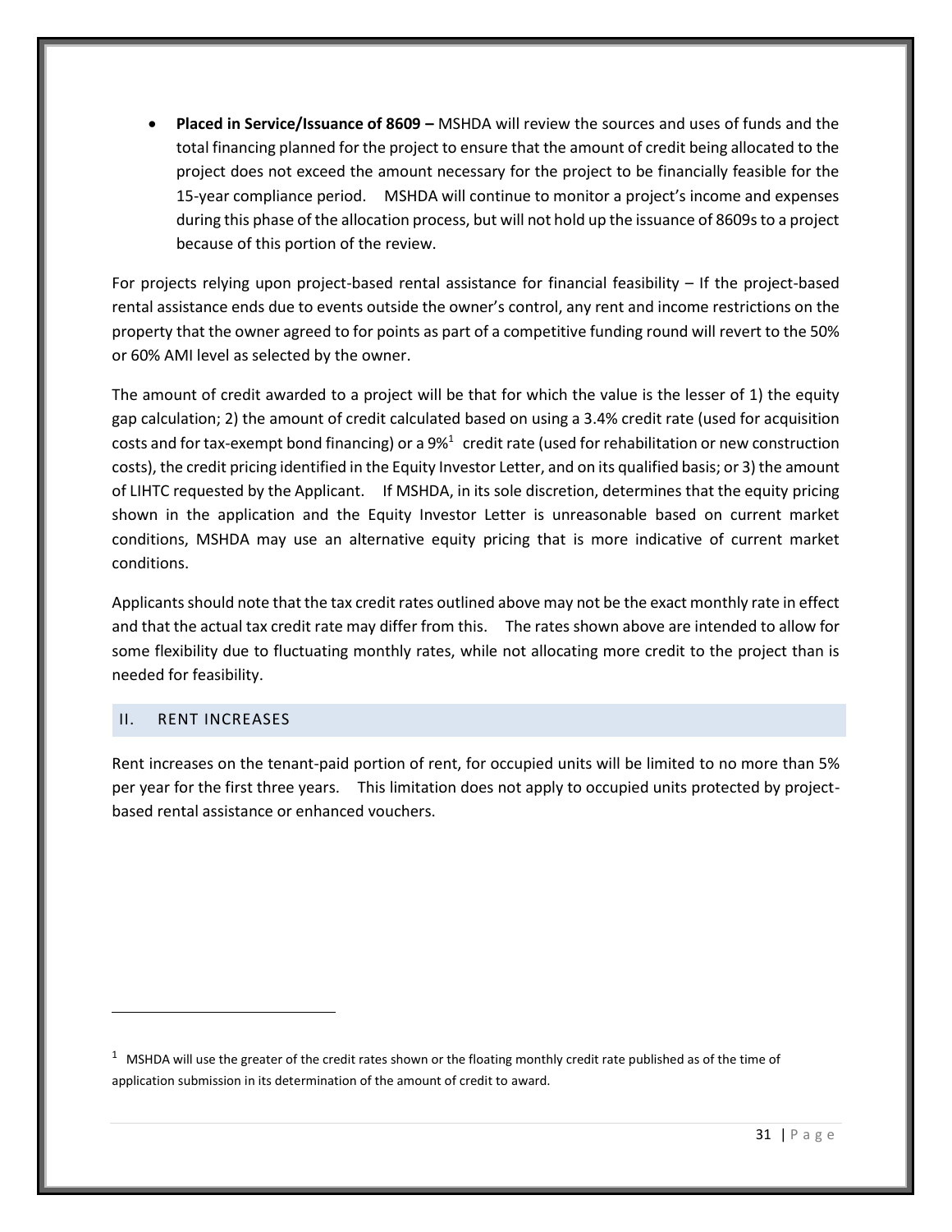- **Placed in Service/Issuance of 8609 –** MSHDA will review the sources and uses of funds and the total financing planned for the project to ensure that the amount of credit being allocated to the project does not exceed the amount necessary for the project to be financially feasible for the 15-year compliance period. MSHDA will continue to monitor a project's income and expenses during this phase of the allocation process, but will not hold up the issuance of 8609s to a project because of this portion of the review.

For projects relying upon project-based rental assistance for financial feasibility – If the project-based rental assistance ends due to events outside the owner's control, any rent and income restrictions on the property that the owner agreed to for points as part of a competitive funding round will revert to the 50% or 60% AMI level as selected by the owner.

The amount of credit awarded to a project will be that for which the value is the lesser of 1) the equity gap calculation; 2) the amount of credit calculated based on using a 3.4% credit rate (used for acquisition costs and for tax-exempt bond financing) or a 9%[1] credit rate (used for rehabilitation or new construction costs), the credit pricing identified in the Equity Investor Letter, and on its qualified basis; or 3) the amount of LIHTC requested by the Applicant. If MSHDA, in its sole discretion, determines that the equity pricing shown in the application and the Equity Investor Letter is unreasonable based on current market conditions, MSHDA may use an alternative equity pricing that is more indicative of current market conditions.

Applicants should note that the tax credit rates outlined above may not be the exact monthly rate in effect and that the actual tax credit rate may differ from this. The rates shown above are intended to allow for some flexibility due to fluctuating monthly rates, while not allocating more credit to the project than is needed for feasibility.

## II. RENT INCREASES

Rent increases on the tenant-paid portion of rent, for occupied units will be limited to no more than 5% per year for the first three years. This limitation does not apply to occupied units protected by project-based rental assistance or enhanced vouchers.

---

[1] MSHDA will use the greater of the credit rates shown or the floating monthly credit rate published as of the time of application submission in its determination of the amount of credit to award.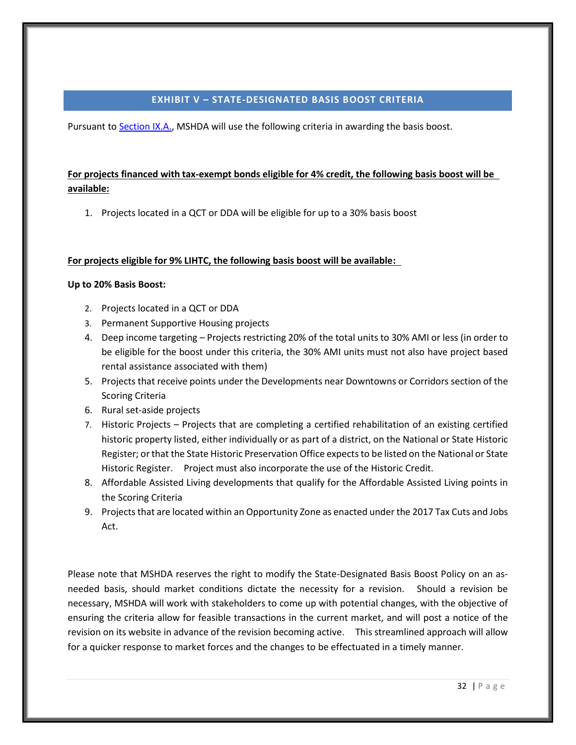## EXHIBIT V – STATE-DESIGNATED BASIS BOOST CRITERIA

Pursuant to Section IX.A., MSHDA will use the following criteria in awarding the basis boost.

**For projects financed with tax-exempt bonds eligible for 4% credit, the following basis boost will be available:**

1. Projects located in a QCT or DDA will be eligible for up to a 30% basis boost

**For projects eligible for 9% LIHTC, the following basis boost will be available:**

**Up to 20% Basis Boost:**

2. Projects located in a QCT or DDA
3. Permanent Supportive Housing projects
4. Deep income targeting – Projects restricting 20% of the total units to 30% AMI or less (in order to be eligible for the boost under this criteria, the 30% AMI units must not also have project based rental assistance associated with them)
5. Projects that receive points under the Developments near Downtowns or Corridors section of the Scoring Criteria
6. Rural set-aside projects
7. Historic Projects – Projects that are completing a certified rehabilitation of an existing certified historic property listed, either individually or as part of a district, on the National or State Historic Register; or that the State Historic Preservation Office expects to be listed on the National or State Historic Register. Project must also incorporate the use of the Historic Credit.
8. Affordable Assisted Living developments that qualify for the Affordable Assisted Living points in the Scoring Criteria
9. Projects that are located within an Opportunity Zone as enacted under the 2017 Tax Cuts and Jobs Act.

Please note that MSHDA reserves the right to modify the State-Designated Basis Boost Policy on an as-needed basis, should market conditions dictate the necessity for a revision. Should a revision be necessary, MSHDA will work with stakeholders to come up with potential changes, with the objective of ensuring the criteria allow for feasible transactions in the current market, and will post a notice of the revision on its website in advance of the revision becoming active. This streamlined approach will allow for a quicker response to market forces and the changes to be effectuated in a timely manner.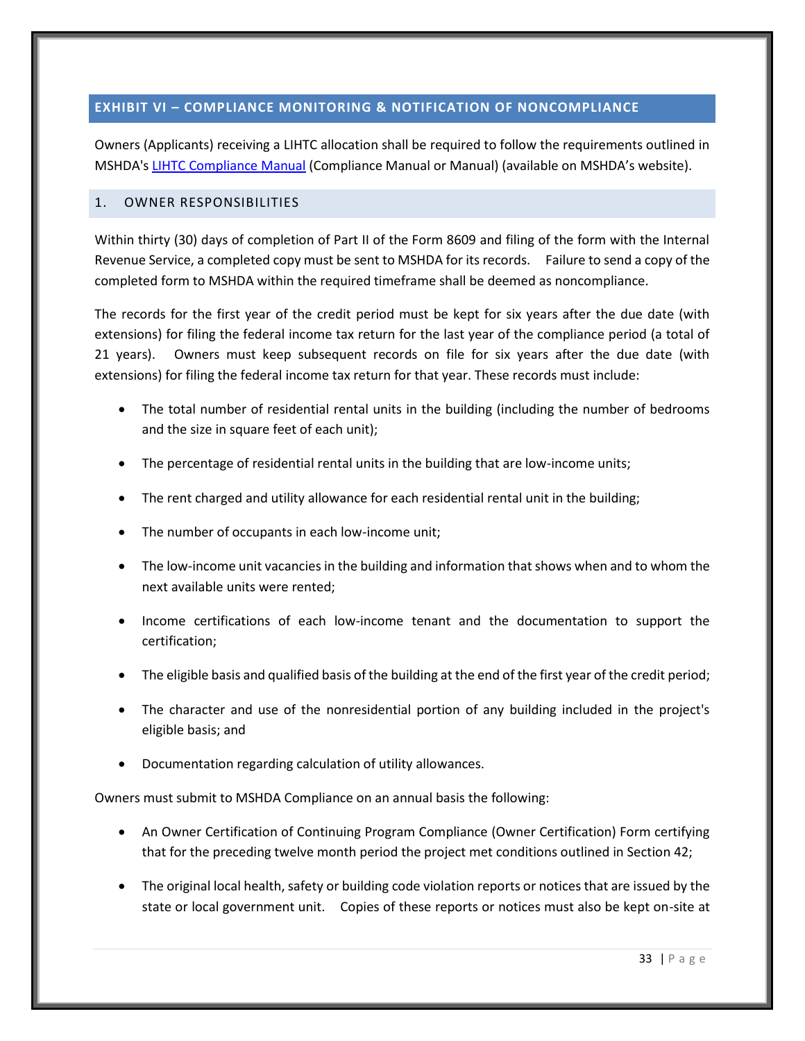## EXHIBIT VI – COMPLIANCE MONITORING & NOTIFICATION OF NONCOMPLIANCE

Owners (Applicants) receiving a LIHTC allocation shall be required to follow the requirements outlined in MSHDA's [LIHTC Compliance Manual]() (Compliance Manual or Manual) (available on MSHDA's website).

### 1. OWNER RESPONSIBILITIES

Within thirty (30) days of completion of Part II of the Form 8609 and filing of the form with the Internal Revenue Service, a completed copy must be sent to MSHDA for its records. Failure to send a copy of the completed form to MSHDA within the required timeframe shall be deemed as noncompliance.

The records for the first year of the credit period must be kept for six years after the due date (with extensions) for filing the federal income tax return for the last year of the compliance period (a total of 21 years). Owners must keep subsequent records on file for six years after the due date (with extensions) for filing the federal income tax return for that year. These records must include:

- The total number of residential rental units in the building (including the number of bedrooms and the size in square feet of each unit);
- The percentage of residential rental units in the building that are low-income units;
- The rent charged and utility allowance for each residential rental unit in the building;
- The number of occupants in each low-income unit;
- The low-income unit vacancies in the building and information that shows when and to whom the next available units were rented;
- Income certifications of each low-income tenant and the documentation to support the certification;
- The eligible basis and qualified basis of the building at the end of the first year of the credit period;
- The character and use of the nonresidential portion of any building included in the project's eligible basis; and
- Documentation regarding calculation of utility allowances.

Owners must submit to MSHDA Compliance on an annual basis the following:

- An Owner Certification of Continuing Program Compliance (Owner Certification) Form certifying that for the preceding twelve month period the project met conditions outlined in Section 42;
- The original local health, safety or building code violation reports or notices that are issued by the state or local government unit. Copies of these reports or notices must also be kept on-site at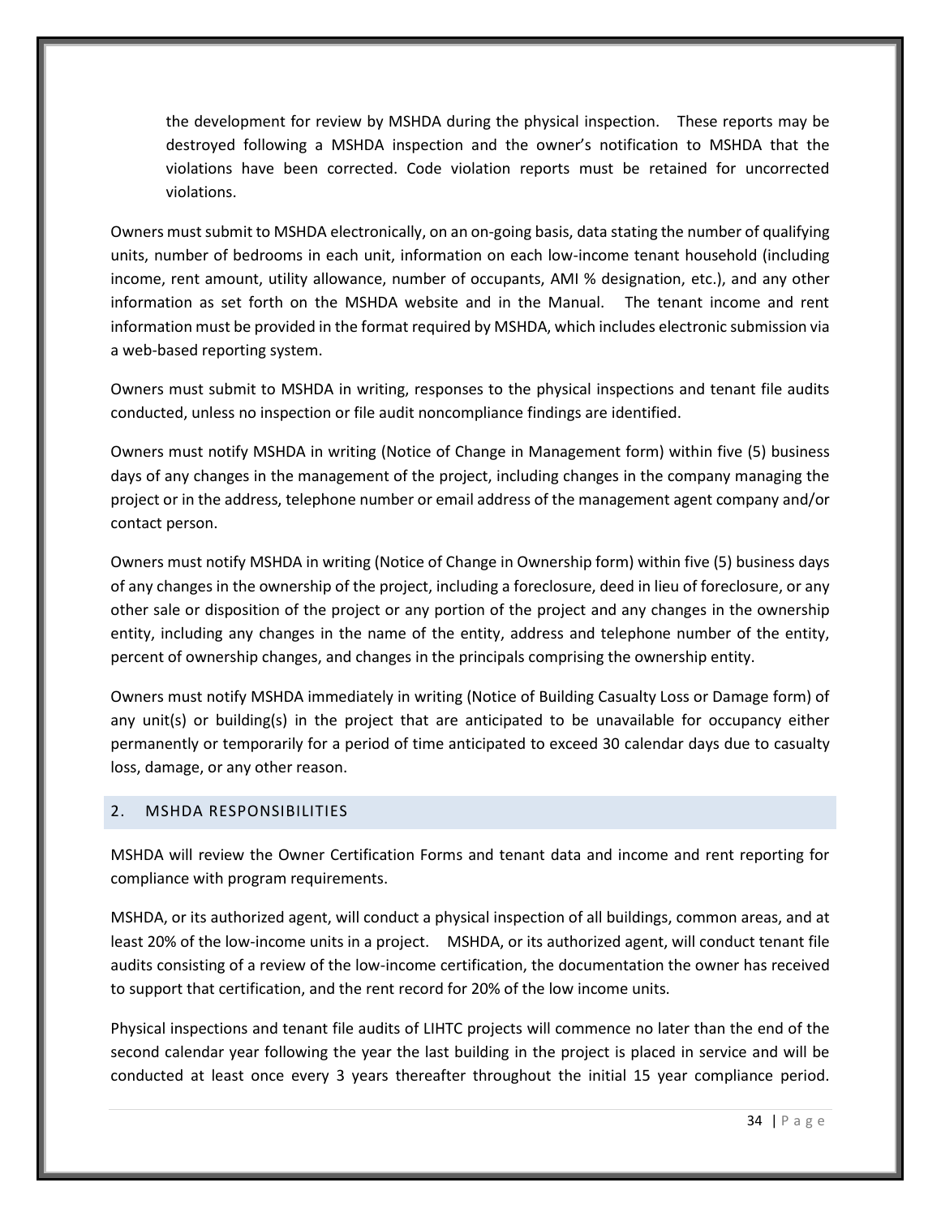the development for review by MSHDA during the physical inspection. These reports may be destroyed following a MSHDA inspection and the owner's notification to MSHDA that the violations have been corrected. Code violation reports must be retained for uncorrected violations.

Owners must submit to MSHDA electronically, on an on-going basis, data stating the number of qualifying units, number of bedrooms in each unit, information on each low-income tenant household (including income, rent amount, utility allowance, number of occupants, AMI % designation, etc.), and any other information as set forth on the MSHDA website and in the Manual. The tenant income and rent information must be provided in the format required by MSHDA, which includes electronic submission via a web-based reporting system.

Owners must submit to MSHDA in writing, responses to the physical inspections and tenant file audits conducted, unless no inspection or file audit noncompliance findings are identified.

Owners must notify MSHDA in writing (Notice of Change in Management form) within five (5) business days of any changes in the management of the project, including changes in the company managing the project or in the address, telephone number or email address of the management agent company and/or contact person.

Owners must notify MSHDA in writing (Notice of Change in Ownership form) within five (5) business days of any changes in the ownership of the project, including a foreclosure, deed in lieu of foreclosure, or any other sale or disposition of the project or any portion of the project and any changes in the ownership entity, including any changes in the name of the entity, address and telephone number of the entity, percent of ownership changes, and changes in the principals comprising the ownership entity.

Owners must notify MSHDA immediately in writing (Notice of Building Casualty Loss or Damage form) of any unit(s) or building(s) in the project that are anticipated to be unavailable for occupancy either permanently or temporarily for a period of time anticipated to exceed 30 calendar days due to casualty loss, damage, or any other reason.

## 2. MSHDA RESPONSIBILITIES

MSHDA will review the Owner Certification Forms and tenant data and income and rent reporting for compliance with program requirements.

MSHDA, or its authorized agent, will conduct a physical inspection of all buildings, common areas, and at least 20% of the low-income units in a project. MSHDA, or its authorized agent, will conduct tenant file audits consisting of a review of the low-income certification, the documentation the owner has received to support that certification, and the rent record for 20% of the low income units.

Physical inspections and tenant file audits of LIHTC projects will commence no later than the end of the second calendar year following the year the last building in the project is placed in service and will be conducted at least once every 3 years thereafter throughout the initial 15 year compliance period.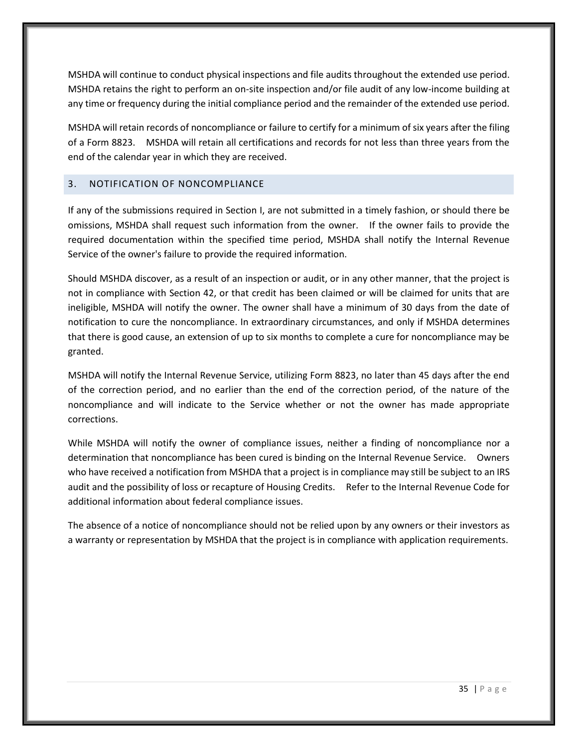MSHDA will continue to conduct physical inspections and file audits throughout the extended use period. MSHDA retains the right to perform an on-site inspection and/or file audit of any low-income building at any time or frequency during the initial compliance period and the remainder of the extended use period.

MSHDA will retain records of noncompliance or failure to certify for a minimum of six years after the filing of a Form 8823. MSHDA will retain all certifications and records for not less than three years from the end of the calendar year in which they are received.

## 3. NOTIFICATION OF NONCOMPLIANCE

If any of the submissions required in Section I, are not submitted in a timely fashion, or should there be omissions, MSHDA shall request such information from the owner. If the owner fails to provide the required documentation within the specified time period, MSHDA shall notify the Internal Revenue Service of the owner's failure to provide the required information.

Should MSHDA discover, as a result of an inspection or audit, or in any other manner, that the project is not in compliance with Section 42, or that credit has been claimed or will be claimed for units that are ineligible, MSHDA will notify the owner. The owner shall have a minimum of 30 days from the date of notification to cure the noncompliance. In extraordinary circumstances, and only if MSHDA determines that there is good cause, an extension of up to six months to complete a cure for noncompliance may be granted.

MSHDA will notify the Internal Revenue Service, utilizing Form 8823, no later than 45 days after the end of the correction period, and no earlier than the end of the correction period, of the nature of the noncompliance and will indicate to the Service whether or not the owner has made appropriate corrections.

While MSHDA will notify the owner of compliance issues, neither a finding of noncompliance nor a determination that noncompliance has been cured is binding on the Internal Revenue Service. Owners who have received a notification from MSHDA that a project is in compliance may still be subject to an IRS audit and the possibility of loss or recapture of Housing Credits. Refer to the Internal Revenue Code for additional information about federal compliance issues.

The absence of a notice of noncompliance should not be relied upon by any owners or their investors as a warranty or representation by MSHDA that the project is in compliance with application requirements.